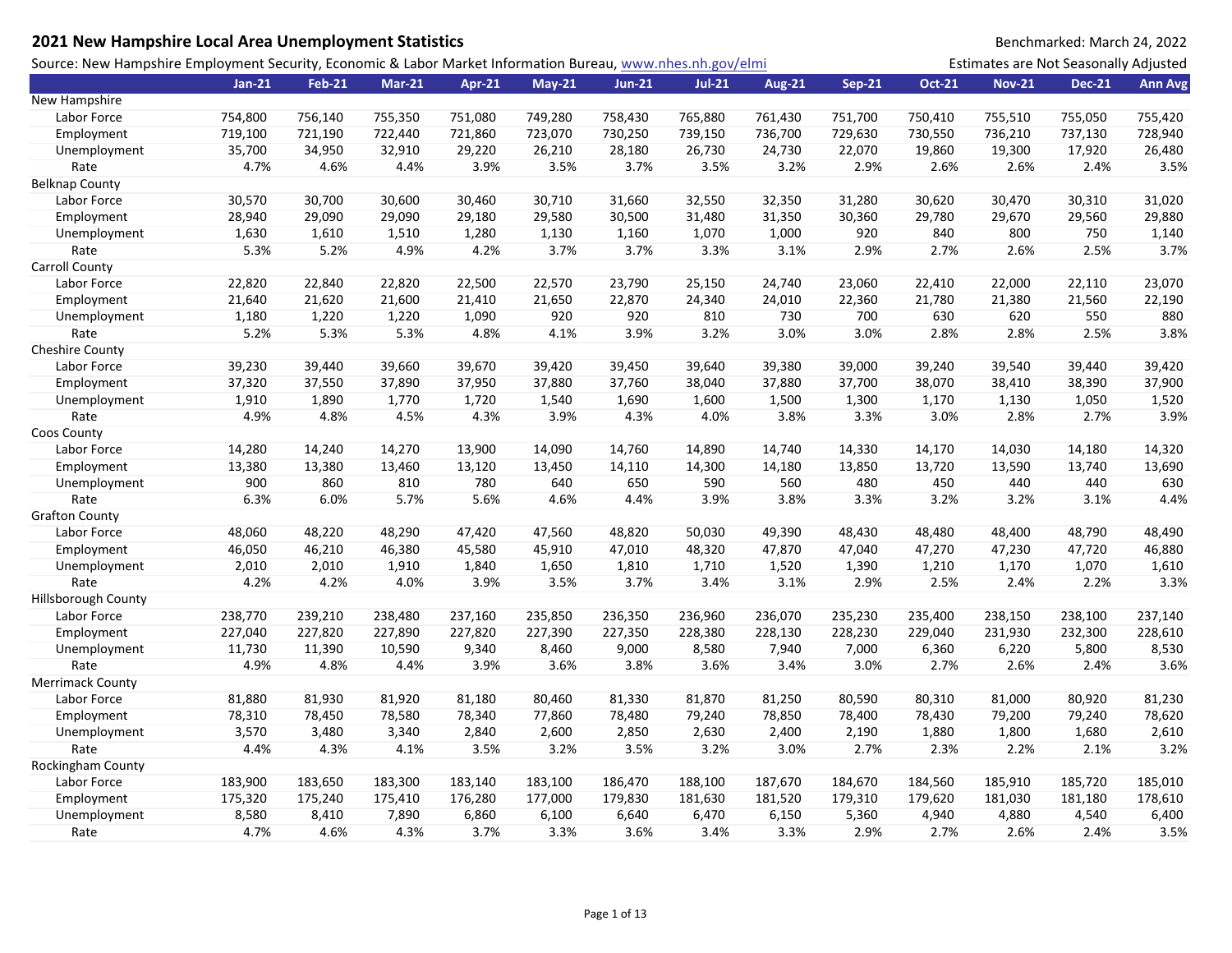# 2021 New Hampshire Local Area Unemployment Statistics

Benchmarked: March 24, 2022

Source: New Hampshire Employment Security, Economic & Labor Market Information Bureau, www.nhes.nh.gov/elmi

Estimates are Not Seasonally Adjusted

| | Jan-21 | Feb-21 | Mar-21 | Apr-21 | May-21 | Jun-21 | Jul-21 | Aug-21 | Sep-21 | Oct-21 | Nov-21 | Dec-21 | Ann Avg |
|---|---|---|---|---|---|---|---|---|---|---|---|---|---|
| **New Hampshire** | | | | | | | | | | | | | |
| Labor Force | 754,800 | 756,140 | 755,350 | 751,080 | 749,280 | 758,430 | 765,880 | 761,430 | 751,700 | 750,410 | 755,510 | 755,050 | 755,420 |
| Employment | 719,100 | 721,190 | 722,440 | 721,860 | 723,070 | 730,250 | 739,150 | 736,700 | 729,630 | 730,550 | 736,210 | 737,130 | 728,940 |
| Unemployment | 35,700 | 34,950 | 32,910 | 29,220 | 26,210 | 28,180 | 26,730 | 24,730 | 22,070 | 19,860 | 19,300 | 17,920 | 26,480 |
| Rate | 4.7% | 4.6% | 4.4% | 3.9% | 3.5% | 3.7% | 3.5% | 3.2% | 2.9% | 2.6% | 2.6% | 2.4% | 3.5% |
| **Belknap County** | | | | | | | | | | | | | |
| Labor Force | 30,570 | 30,700 | 30,600 | 30,460 | 30,710 | 31,660 | 32,550 | 32,350 | 31,280 | 30,620 | 30,470 | 30,310 | 31,020 |
| Employment | 28,940 | 29,090 | 29,090 | 29,180 | 29,580 | 30,500 | 31,480 | 31,350 | 30,360 | 29,780 | 29,670 | 29,560 | 29,880 |
| Unemployment | 1,630 | 1,610 | 1,510 | 1,280 | 1,130 | 1,160 | 1,070 | 1,000 | 920 | 840 | 800 | 750 | 1,140 |
| Rate | 5.3% | 5.2% | 4.9% | 4.2% | 3.7% | 3.7% | 3.3% | 3.1% | 2.9% | 2.7% | 2.6% | 2.5% | 3.7% |
| **Carroll County** | | | | | | | | | | | | | |
| Labor Force | 22,820 | 22,840 | 22,820 | 22,500 | 22,570 | 23,790 | 25,150 | 24,740 | 23,060 | 22,410 | 22,000 | 22,110 | 23,070 |
| Employment | 21,640 | 21,620 | 21,600 | 21,410 | 21,650 | 22,870 | 24,340 | 24,010 | 22,360 | 21,780 | 21,380 | 21,560 | 22,190 |
| Unemployment | 1,180 | 1,220 | 1,220 | 1,090 | 920 | 920 | 810 | 730 | 700 | 630 | 620 | 550 | 880 |
| Rate | 5.2% | 5.3% | 5.3% | 4.8% | 4.1% | 3.9% | 3.2% | 3.0% | 3.0% | 2.8% | 2.8% | 2.5% | 3.8% |
| **Cheshire County** | | | | | | | | | | | | | |
| Labor Force | 39,230 | 39,440 | 39,660 | 39,670 | 39,420 | 39,450 | 39,640 | 39,380 | 39,000 | 39,240 | 39,540 | 39,440 | 39,420 |
| Employment | 37,320 | 37,550 | 37,890 | 37,950 | 37,880 | 37,760 | 38,040 | 37,880 | 37,700 | 38,070 | 38,410 | 38,390 | 37,900 |
| Unemployment | 1,910 | 1,890 | 1,770 | 1,720 | 1,540 | 1,690 | 1,600 | 1,500 | 1,300 | 1,170 | 1,130 | 1,050 | 1,520 |
| Rate | 4.9% | 4.8% | 4.5% | 4.3% | 3.9% | 4.3% | 4.0% | 3.8% | 3.3% | 3.0% | 2.8% | 2.7% | 3.9% |
| **Coos County** | | | | | | | | | | | | | |
| Labor Force | 14,280 | 14,240 | 14,270 | 13,900 | 14,090 | 14,760 | 14,890 | 14,740 | 14,330 | 14,170 | 14,030 | 14,180 | 14,320 |
| Employment | 13,380 | 13,380 | 13,460 | 13,120 | 13,450 | 14,110 | 14,300 | 14,180 | 13,850 | 13,720 | 13,590 | 13,740 | 13,690 |
| Unemployment | 900 | 860 | 810 | 780 | 640 | 650 | 590 | 560 | 480 | 450 | 440 | 440 | 630 |
| Rate | 6.3% | 6.0% | 5.7% | 5.6% | 4.6% | 4.4% | 3.9% | 3.8% | 3.3% | 3.2% | 3.2% | 3.1% | 4.4% |
| **Grafton County** | | | | | | | | | | | | | |
| Labor Force | 48,060 | 48,220 | 48,290 | 47,420 | 47,560 | 48,820 | 50,030 | 49,390 | 48,430 | 48,480 | 48,400 | 48,790 | 48,490 |
| Employment | 46,050 | 46,210 | 46,380 | 45,580 | 45,910 | 47,010 | 48,320 | 47,870 | 47,040 | 47,270 | 47,230 | 47,720 | 46,880 |
| Unemployment | 2,010 | 2,010 | 1,910 | 1,840 | 1,650 | 1,810 | 1,710 | 1,520 | 1,390 | 1,210 | 1,170 | 1,070 | 1,610 |
| Rate | 4.2% | 4.2% | 4.0% | 3.9% | 3.5% | 3.7% | 3.4% | 3.1% | 2.9% | 2.5% | 2.4% | 2.2% | 3.3% |
| **Hillsborough County** | | | | | | | | | | | | | |
| Labor Force | 238,770 | 239,210 | 238,480 | 237,160 | 235,850 | 236,350 | 236,960 | 236,070 | 235,230 | 235,400 | 238,150 | 238,100 | 237,140 |
| Employment | 227,040 | 227,820 | 227,890 | 227,820 | 227,390 | 227,350 | 228,380 | 228,130 | 228,230 | 229,040 | 231,930 | 232,300 | 228,610 |
| Unemployment | 11,730 | 11,390 | 10,590 | 9,340 | 8,460 | 9,000 | 8,580 | 7,940 | 7,000 | 6,360 | 6,220 | 5,800 | 8,530 |
| Rate | 4.9% | 4.8% | 4.4% | 3.9% | 3.6% | 3.8% | 3.6% | 3.4% | 3.0% | 2.7% | 2.6% | 2.4% | 3.6% |
| **Merrimack County** | | | | | | | | | | | | | |
| Labor Force | 81,880 | 81,930 | 81,920 | 81,180 | 80,460 | 81,330 | 81,870 | 81,250 | 80,590 | 80,310 | 81,000 | 80,920 | 81,230 |
| Employment | 78,310 | 78,450 | 78,580 | 78,340 | 77,860 | 78,480 | 79,240 | 78,850 | 78,400 | 78,430 | 79,200 | 79,240 | 78,620 |
| Unemployment | 3,570 | 3,480 | 3,340 | 2,840 | 2,600 | 2,850 | 2,630 | 2,400 | 2,190 | 1,880 | 1,800 | 1,680 | 2,610 |
| Rate | 4.4% | 4.3% | 4.1% | 3.5% | 3.2% | 3.5% | 3.2% | 3.0% | 2.7% | 2.3% | 2.2% | 2.1% | 3.2% |
| **Rockingham County** | | | | | | | | | | | | | |
| Labor Force | 183,900 | 183,650 | 183,300 | 183,140 | 183,100 | 186,470 | 188,100 | 187,670 | 184,670 | 184,560 | 185,910 | 185,720 | 185,010 |
| Employment | 175,320 | 175,240 | 175,410 | 176,280 | 177,000 | 179,830 | 181,630 | 181,520 | 179,310 | 179,620 | 181,030 | 181,180 | 178,610 |
| Unemployment | 8,580 | 8,410 | 7,890 | 6,860 | 6,100 | 6,640 | 6,470 | 6,150 | 5,360 | 4,940 | 4,880 | 4,540 | 6,400 |
| Rate | 4.7% | 4.6% | 4.3% | 3.7% | 3.3% | 3.6% | 3.4% | 3.3% | 2.9% | 2.7% | 2.6% | 2.4% | 3.5% |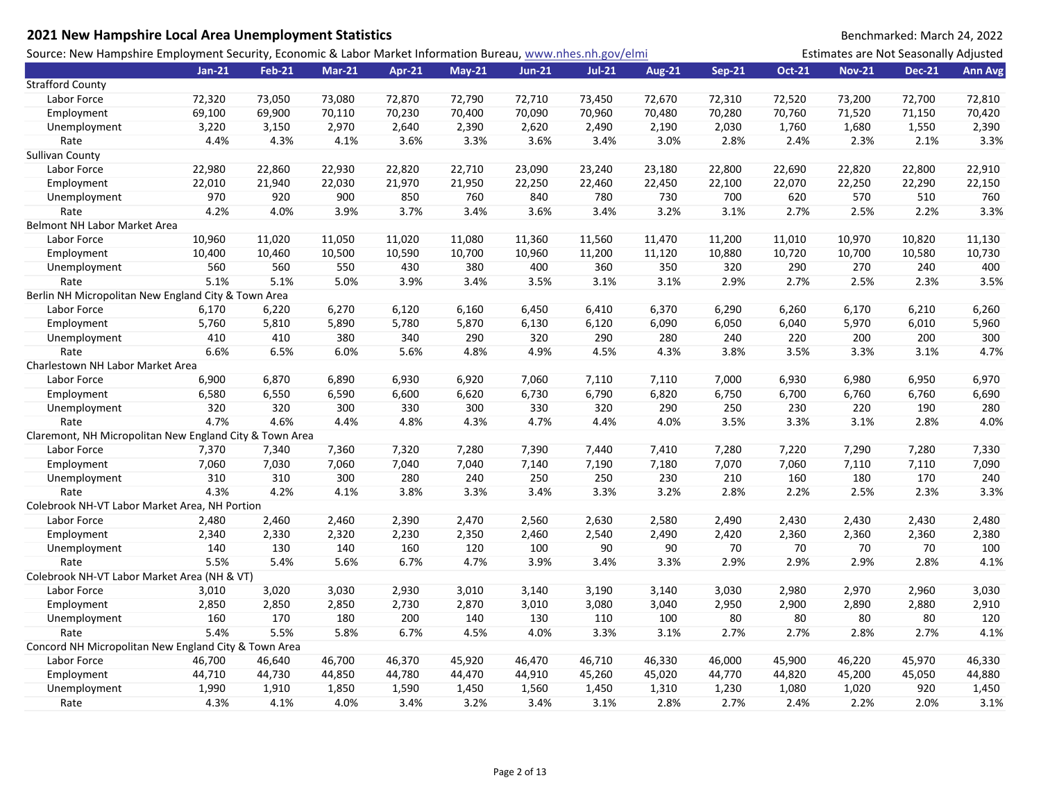# 2021 New Hampshire Local Area Unemployment Statistics

Benchmarked: March 24, 2022

Source: New Hampshire Employment Security, Economic & Labor Market Information Bureau, www.nhes.nh.gov/elmi

Estimates are Not Seasonally Adjusted

| | Jan-21 | Feb-21 | Mar-21 | Apr-21 | May-21 | Jun-21 | Jul-21 | Aug-21 | Sep-21 | Oct-21 | Nov-21 | Dec-21 | Ann Avg |
|---|---|---|---|---|---|---|---|---|---|---|---|---|---|
| **Strafford County** | | | | | | | | | | | | | |
| Labor Force | 72,320 | 73,050 | 73,080 | 72,870 | 72,790 | 72,710 | 73,450 | 72,670 | 72,310 | 72,520 | 73,200 | 72,700 | 72,810 |
| Employment | 69,100 | 69,900 | 70,110 | 70,230 | 70,400 | 70,090 | 70,960 | 70,480 | 70,280 | 70,760 | 71,520 | 71,150 | 70,420 |
| Unemployment | 3,220 | 3,150 | 2,970 | 2,640 | 2,390 | 2,620 | 2,490 | 2,190 | 2,030 | 1,760 | 1,680 | 1,550 | 2,390 |
| Rate | 4.4% | 4.3% | 4.1% | 3.6% | 3.3% | 3.6% | 3.4% | 3.0% | 2.8% | 2.4% | 2.3% | 2.1% | 3.3% |
| **Sullivan County** | | | | | | | | | | | | | |
| Labor Force | 22,980 | 22,860 | 22,930 | 22,820 | 22,710 | 23,090 | 23,240 | 23,180 | 22,800 | 22,690 | 22,820 | 22,800 | 22,910 |
| Employment | 22,010 | 21,940 | 22,030 | 21,970 | 21,950 | 22,250 | 22,460 | 22,450 | 22,100 | 22,070 | 22,250 | 22,290 | 22,150 |
| Unemployment | 970 | 920 | 900 | 850 | 760 | 840 | 780 | 730 | 700 | 620 | 570 | 510 | 760 |
| Rate | 4.2% | 4.0% | 3.9% | 3.7% | 3.4% | 3.6% | 3.4% | 3.2% | 3.1% | 2.7% | 2.5% | 2.2% | 3.3% |
| **Belmont NH Labor Market Area** | | | | | | | | | | | | | |
| Labor Force | 10,960 | 11,020 | 11,050 | 11,020 | 11,080 | 11,360 | 11,560 | 11,470 | 11,200 | 11,010 | 10,970 | 10,820 | 11,130 |
| Employment | 10,400 | 10,460 | 10,500 | 10,590 | 10,700 | 10,960 | 11,200 | 11,120 | 10,880 | 10,720 | 10,700 | 10,580 | 10,730 |
| Unemployment | 560 | 560 | 550 | 430 | 380 | 400 | 360 | 350 | 320 | 290 | 270 | 240 | 400 |
| Rate | 5.1% | 5.1% | 5.0% | 3.9% | 3.4% | 3.5% | 3.1% | 3.1% | 2.9% | 2.7% | 2.5% | 2.3% | 3.5% |
| **Berlin NH Micropolitan New England City & Town Area** | | | | | | | | | | | | | |
| Labor Force | 6,170 | 6,220 | 6,270 | 6,120 | 6,160 | 6,450 | 6,410 | 6,370 | 6,290 | 6,260 | 6,170 | 6,210 | 6,260 |
| Employment | 5,760 | 5,810 | 5,890 | 5,780 | 5,870 | 6,130 | 6,120 | 6,090 | 6,050 | 6,040 | 5,970 | 6,010 | 5,960 |
| Unemployment | 410 | 410 | 380 | 340 | 290 | 320 | 290 | 280 | 240 | 220 | 200 | 200 | 300 |
| Rate | 6.6% | 6.5% | 6.0% | 5.6% | 4.8% | 4.9% | 4.5% | 4.3% | 3.8% | 3.5% | 3.3% | 3.1% | 4.7% |
| **Charlestown NH Labor Market Area** | | | | | | | | | | | | | |
| Labor Force | 6,900 | 6,870 | 6,890 | 6,930 | 6,920 | 7,060 | 7,110 | 7,110 | 7,000 | 6,930 | 6,980 | 6,950 | 6,970 |
| Employment | 6,580 | 6,550 | 6,590 | 6,600 | 6,620 | 6,730 | 6,790 | 6,820 | 6,750 | 6,700 | 6,760 | 6,760 | 6,690 |
| Unemployment | 320 | 320 | 300 | 330 | 300 | 330 | 320 | 290 | 250 | 230 | 220 | 190 | 280 |
| Rate | 4.7% | 4.6% | 4.4% | 4.8% | 4.3% | 4.7% | 4.4% | 4.0% | 3.5% | 3.3% | 3.1% | 2.8% | 4.0% |
| **Claremont, NH Micropolitan New England City & Town Area** | | | | | | | | | | | | | |
| Labor Force | 7,370 | 7,340 | 7,360 | 7,320 | 7,280 | 7,390 | 7,440 | 7,410 | 7,280 | 7,220 | 7,290 | 7,280 | 7,330 |
| Employment | 7,060 | 7,030 | 7,060 | 7,040 | 7,040 | 7,140 | 7,190 | 7,180 | 7,070 | 7,060 | 7,110 | 7,110 | 7,090 |
| Unemployment | 310 | 310 | 300 | 280 | 240 | 250 | 250 | 230 | 210 | 160 | 180 | 170 | 240 |
| Rate | 4.3% | 4.2% | 4.1% | 3.8% | 3.3% | 3.4% | 3.3% | 3.2% | 2.8% | 2.2% | 2.5% | 2.3% | 3.3% |
| **Colebrook NH-VT Labor Market Area, NH Portion** | | | | | | | | | | | | | |
| Labor Force | 2,480 | 2,460 | 2,460 | 2,390 | 2,470 | 2,560 | 2,630 | 2,580 | 2,490 | 2,430 | 2,430 | 2,430 | 2,480 |
| Employment | 2,340 | 2,330 | 2,320 | 2,230 | 2,350 | 2,460 | 2,540 | 2,490 | 2,420 | 2,360 | 2,360 | 2,360 | 2,380 |
| Unemployment | 140 | 130 | 140 | 160 | 120 | 100 | 90 | 90 | 70 | 70 | 70 | 70 | 100 |
| Rate | 5.5% | 5.4% | 5.6% | 6.7% | 4.7% | 3.9% | 3.4% | 3.3% | 2.9% | 2.9% | 2.9% | 2.8% | 4.1% |
| **Colebrook NH-VT Labor Market Area (NH & VT)** | | | | | | | | | | | | | |
| Labor Force | 3,010 | 3,020 | 3,030 | 2,930 | 3,010 | 3,140 | 3,190 | 3,140 | 3,030 | 2,980 | 2,970 | 2,960 | 3,030 |
| Employment | 2,850 | 2,850 | 2,850 | 2,730 | 2,870 | 3,010 | 3,080 | 3,040 | 2,950 | 2,900 | 2,890 | 2,880 | 2,910 |
| Unemployment | 160 | 170 | 180 | 200 | 140 | 130 | 110 | 100 | 80 | 80 | 80 | 80 | 120 |
| Rate | 5.4% | 5.5% | 5.8% | 6.7% | 4.5% | 4.0% | 3.3% | 3.1% | 2.7% | 2.7% | 2.8% | 2.7% | 4.1% |
| **Concord NH Micropolitan New England City & Town Area** | | | | | | | | | | | | | |
| Labor Force | 46,700 | 46,640 | 46,700 | 46,370 | 45,920 | 46,470 | 46,710 | 46,330 | 46,000 | 45,900 | 46,220 | 45,970 | 46,330 |
| Employment | 44,710 | 44,730 | 44,850 | 44,780 | 44,470 | 44,910 | 45,260 | 45,020 | 44,770 | 44,820 | 45,200 | 45,050 | 44,880 |
| Unemployment | 1,990 | 1,910 | 1,850 | 1,590 | 1,450 | 1,560 | 1,450 | 1,310 | 1,230 | 1,080 | 1,020 | 920 | 1,450 |
| Rate | 4.3% | 4.1% | 4.0% | 3.4% | 3.2% | 3.4% | 3.1% | 2.8% | 2.7% | 2.4% | 2.2% | 2.0% | 3.1% |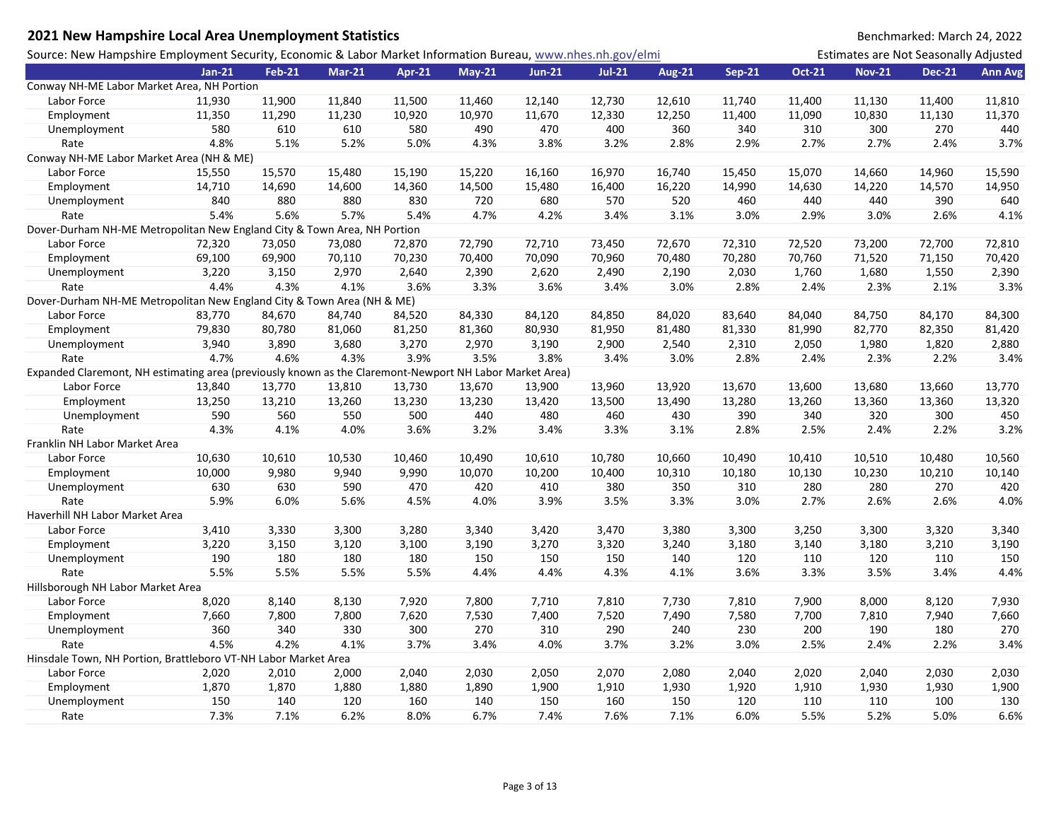# 2021 New Hampshire Local Area Unemployment Statistics

Benchmarked: March 24, 2022

Source: New Hampshire Employment Security, Economic & Labor Market Information Bureau, www.nhes.nh.gov/elmi

Estimates are Not Seasonally Adjusted

| | Jan-21 | Feb-21 | Mar-21 | Apr-21 | May-21 | Jun-21 | Jul-21 | Aug-21 | Sep-21 | Oct-21 | Nov-21 | Dec-21 | Ann Avg |
|---|---|---|---|---|---|---|---|---|---|---|---|---|---|
| **Conway NH-ME Labor Market Area, NH Portion** | | | | | | | | | | | | | |
| Labor Force | 11,930 | 11,900 | 11,840 | 11,500 | 11,460 | 12,140 | 12,730 | 12,610 | 11,740 | 11,400 | 11,130 | 11,400 | 11,810 |
| Employment | 11,350 | 11,290 | 11,230 | 10,920 | 10,970 | 11,670 | 12,330 | 12,250 | 11,400 | 11,090 | 10,830 | 11,130 | 11,370 |
| Unemployment | 580 | 610 | 610 | 580 | 490 | 470 | 400 | 360 | 340 | 310 | 300 | 270 | 440 |
| Rate | 4.8% | 5.1% | 5.2% | 5.0% | 4.3% | 3.8% | 3.2% | 2.8% | 2.9% | 2.7% | 2.7% | 2.4% | 3.7% |
| **Conway NH-ME Labor Market Area (NH & ME)** | | | | | | | | | | | | | |
| Labor Force | 15,550 | 15,570 | 15,480 | 15,190 | 15,220 | 16,160 | 16,970 | 16,740 | 15,450 | 15,070 | 14,660 | 14,960 | 15,590 |
| Employment | 14,710 | 14,690 | 14,600 | 14,360 | 14,500 | 15,480 | 16,400 | 16,220 | 14,990 | 14,630 | 14,220 | 14,570 | 14,950 |
| Unemployment | 840 | 880 | 880 | 830 | 720 | 680 | 570 | 520 | 460 | 440 | 440 | 390 | 640 |
| Rate | 5.4% | 5.6% | 5.7% | 5.4% | 4.7% | 4.2% | 3.4% | 3.1% | 3.0% | 2.9% | 3.0% | 2.6% | 4.1% |
| **Dover-Durham NH-ME Metropolitan New England City & Town Area, NH Portion** | | | | | | | | | | | | | |
| Labor Force | 72,320 | 73,050 | 73,080 | 72,870 | 72,790 | 72,710 | 73,450 | 72,670 | 72,310 | 72,520 | 73,200 | 72,700 | 72,810 |
| Employment | 69,100 | 69,900 | 70,110 | 70,230 | 70,400 | 70,090 | 70,960 | 70,480 | 70,280 | 70,760 | 71,520 | 71,150 | 70,420 |
| Unemployment | 3,220 | 3,150 | 2,970 | 2,640 | 2,390 | 2,620 | 2,490 | 2,190 | 2,030 | 1,760 | 1,680 | 1,550 | 2,390 |
| Rate | 4.4% | 4.3% | 4.1% | 3.6% | 3.3% | 3.6% | 3.4% | 3.0% | 2.8% | 2.4% | 2.3% | 2.1% | 3.3% |
| **Dover-Durham NH-ME Metropolitan New England City & Town Area (NH & ME)** | | | | | | | | | | | | | |
| Labor Force | 83,770 | 84,670 | 84,740 | 84,520 | 84,330 | 84,120 | 84,850 | 84,020 | 83,640 | 84,040 | 84,750 | 84,170 | 84,300 |
| Employment | 79,830 | 80,780 | 81,060 | 81,250 | 81,360 | 80,930 | 81,950 | 81,480 | 81,330 | 81,990 | 82,770 | 82,350 | 81,420 |
| Unemployment | 3,940 | 3,890 | 3,680 | 3,270 | 2,970 | 3,190 | 2,900 | 2,540 | 2,310 | 2,050 | 1,980 | 1,820 | 2,880 |
| Rate | 4.7% | 4.6% | 4.3% | 3.9% | 3.5% | 3.8% | 3.4% | 3.0% | 2.8% | 2.4% | 2.3% | 2.2% | 3.4% |
| **Expanded Claremont, NH estimating area (previously known as the Claremont-Newport NH Labor Market Area)** | | | | | | | | | | | | | |
| Labor Force | 13,840 | 13,770 | 13,810 | 13,730 | 13,670 | 13,900 | 13,960 | 13,920 | 13,670 | 13,600 | 13,680 | 13,660 | 13,770 |
| Employment | 13,250 | 13,210 | 13,260 | 13,230 | 13,230 | 13,420 | 13,500 | 13,490 | 13,280 | 13,260 | 13,360 | 13,360 | 13,320 |
| Unemployment | 590 | 560 | 550 | 500 | 440 | 480 | 460 | 430 | 390 | 340 | 320 | 300 | 450 |
| Rate | 4.3% | 4.1% | 4.0% | 3.6% | 3.2% | 3.4% | 3.3% | 3.1% | 2.8% | 2.5% | 2.4% | 2.2% | 3.2% |
| **Franklin NH Labor Market Area** | | | | | | | | | | | | | |
| Labor Force | 10,630 | 10,610 | 10,530 | 10,460 | 10,490 | 10,610 | 10,780 | 10,660 | 10,490 | 10,410 | 10,510 | 10,480 | 10,560 |
| Employment | 10,000 | 9,980 | 9,940 | 9,990 | 10,070 | 10,200 | 10,400 | 10,310 | 10,180 | 10,130 | 10,230 | 10,210 | 10,140 |
| Unemployment | 630 | 630 | 590 | 470 | 420 | 410 | 380 | 350 | 310 | 280 | 280 | 270 | 420 |
| Rate | 5.9% | 6.0% | 5.6% | 4.5% | 4.0% | 3.9% | 3.5% | 3.3% | 3.0% | 2.7% | 2.6% | 2.6% | 4.0% |
| **Haverhill NH Labor Market Area** | | | | | | | | | | | | | |
| Labor Force | 3,410 | 3,330 | 3,300 | 3,280 | 3,340 | 3,420 | 3,470 | 3,380 | 3,300 | 3,250 | 3,300 | 3,320 | 3,340 |
| Employment | 3,220 | 3,150 | 3,120 | 3,100 | 3,190 | 3,270 | 3,320 | 3,240 | 3,180 | 3,140 | 3,180 | 3,210 | 3,190 |
| Unemployment | 190 | 180 | 180 | 180 | 150 | 150 | 150 | 140 | 120 | 110 | 120 | 110 | 150 |
| Rate | 5.5% | 5.5% | 5.5% | 5.5% | 4.4% | 4.4% | 4.3% | 4.1% | 3.6% | 3.3% | 3.5% | 3.4% | 4.4% |
| **Hillsborough NH Labor Market Area** | | | | | | | | | | | | | |
| Labor Force | 8,020 | 8,140 | 8,130 | 7,920 | 7,800 | 7,710 | 7,810 | 7,730 | 7,810 | 7,900 | 8,000 | 8,120 | 7,930 |
| Employment | 7,660 | 7,800 | 7,800 | 7,620 | 7,530 | 7,400 | 7,520 | 7,490 | 7,580 | 7,700 | 7,810 | 7,940 | 7,660 |
| Unemployment | 360 | 340 | 330 | 300 | 270 | 310 | 290 | 240 | 230 | 200 | 190 | 180 | 270 |
| Rate | 4.5% | 4.2% | 4.1% | 3.7% | 3.4% | 4.0% | 3.7% | 3.2% | 3.0% | 2.5% | 2.4% | 2.2% | 3.4% |
| **Hinsdale Town, NH Portion, Brattleboro VT-NH Labor Market Area** | | | | | | | | | | | | | |
| Labor Force | 2,020 | 2,010 | 2,000 | 2,040 | 2,030 | 2,050 | 2,070 | 2,080 | 2,040 | 2,020 | 2,040 | 2,030 | 2,030 |
| Employment | 1,870 | 1,870 | 1,880 | 1,880 | 1,890 | 1,900 | 1,910 | 1,930 | 1,920 | 1,910 | 1,930 | 1,930 | 1,900 |
| Unemployment | 150 | 140 | 120 | 160 | 140 | 150 | 160 | 150 | 120 | 110 | 110 | 100 | 130 |
| Rate | 7.3% | 7.1% | 6.2% | 8.0% | 6.7% | 7.4% | 7.6% | 7.1% | 6.0% | 5.5% | 5.2% | 5.0% | 6.6% |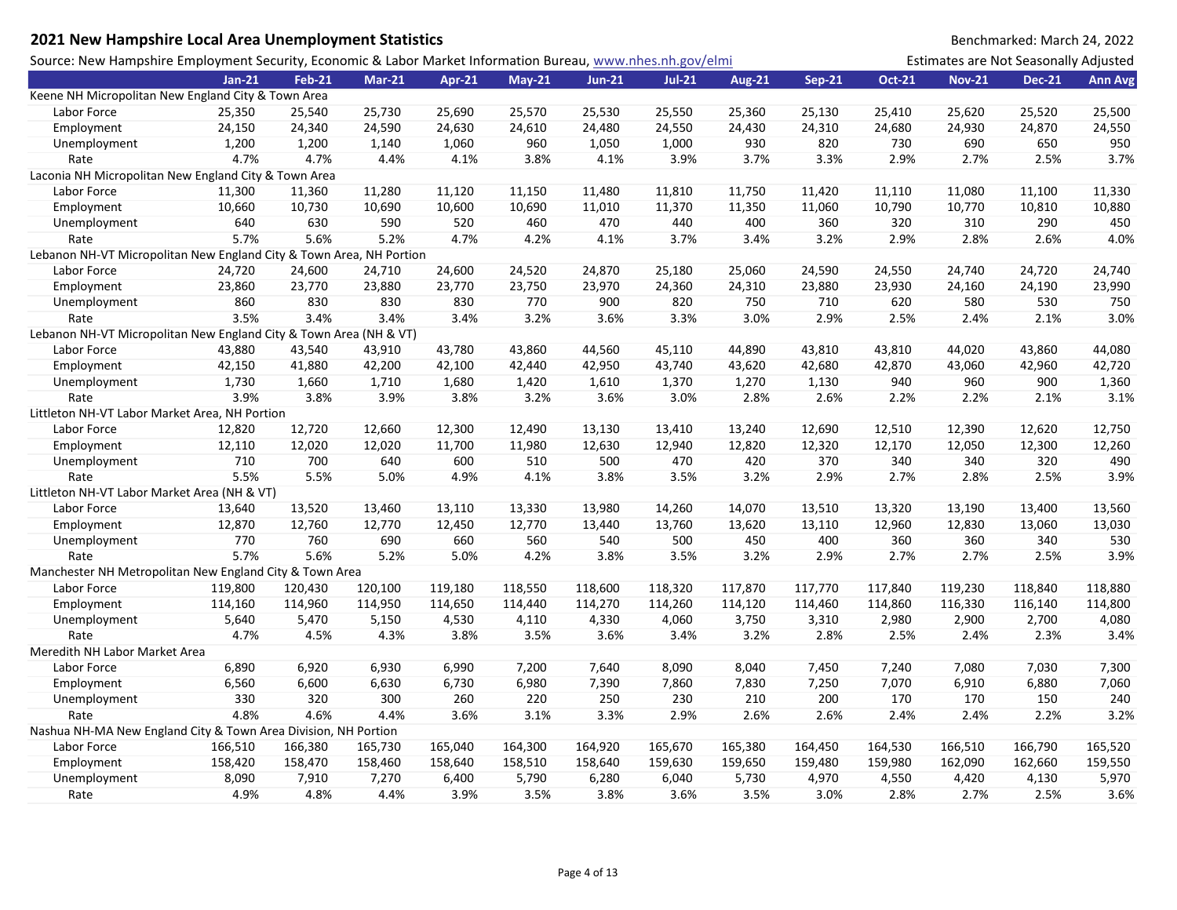## 2021 New Hampshire Local Area Unemployment Statistics

Benchmarked: March 24, 2022

Source: New Hampshire Employment Security, Economic & Labor Market Information Bureau, www.nhes.nh.gov/elmi

Estimates are Not Seasonally Adjusted

| | Jan-21 | Feb-21 | Mar-21 | Apr-21 | May-21 | Jun-21 | Jul-21 | Aug-21 | Sep-21 | Oct-21 | Nov-21 | Dec-21 | Ann Avg |
|---|---|---|---|---|---|---|---|---|---|---|---|---|---|
| **Keene NH Micropolitan New England City & Town Area** | | | | | | | | | | | | | |
| Labor Force | 25,350 | 25,540 | 25,730 | 25,690 | 25,570 | 25,530 | 25,550 | 25,360 | 25,130 | 25,410 | 25,620 | 25,520 | 25,500 |
| Employment | 24,150 | 24,340 | 24,590 | 24,630 | 24,610 | 24,480 | 24,550 | 24,430 | 24,310 | 24,680 | 24,930 | 24,870 | 24,550 |
| Unemployment | 1,200 | 1,200 | 1,140 | 1,060 | 960 | 1,050 | 1,000 | 930 | 820 | 730 | 690 | 650 | 950 |
| Rate | 4.7% | 4.7% | 4.4% | 4.1% | 3.8% | 4.1% | 3.9% | 3.7% | 3.3% | 2.9% | 2.7% | 2.5% | 3.7% |
| **Laconia NH Micropolitan New England City & Town Area** | | | | | | | | | | | | | |
| Labor Force | 11,300 | 11,360 | 11,280 | 11,120 | 11,150 | 11,480 | 11,810 | 11,750 | 11,420 | 11,110 | 11,080 | 11,100 | 11,330 |
| Employment | 10,660 | 10,730 | 10,690 | 10,600 | 10,690 | 11,010 | 11,370 | 11,350 | 11,060 | 10,790 | 10,770 | 10,810 | 10,880 |
| Unemployment | 640 | 630 | 590 | 520 | 460 | 470 | 440 | 400 | 360 | 320 | 310 | 290 | 450 |
| Rate | 5.7% | 5.6% | 5.2% | 4.7% | 4.2% | 4.1% | 3.7% | 3.4% | 3.2% | 2.9% | 2.8% | 2.6% | 4.0% |
| **Lebanon NH-VT Micropolitan New England City & Town Area, NH Portion** | | | | | | | | | | | | | |
| Labor Force | 24,720 | 24,600 | 24,710 | 24,600 | 24,520 | 24,870 | 25,180 | 25,060 | 24,590 | 24,550 | 24,740 | 24,720 | 24,740 |
| Employment | 23,860 | 23,770 | 23,880 | 23,770 | 23,750 | 23,970 | 24,360 | 24,310 | 23,880 | 23,930 | 24,160 | 24,190 | 23,990 |
| Unemployment | 860 | 830 | 830 | 830 | 770 | 900 | 820 | 750 | 710 | 620 | 580 | 530 | 750 |
| Rate | 3.5% | 3.4% | 3.4% | 3.4% | 3.2% | 3.6% | 3.3% | 3.0% | 2.9% | 2.5% | 2.4% | 2.1% | 3.0% |
| **Lebanon NH-VT Micropolitan New England City & Town Area (NH & VT)** | | | | | | | | | | | | | |
| Labor Force | 43,880 | 43,540 | 43,910 | 43,780 | 43,860 | 44,560 | 45,110 | 44,890 | 43,810 | 43,810 | 44,020 | 43,860 | 44,080 |
| Employment | 42,150 | 41,880 | 42,200 | 42,100 | 42,440 | 42,950 | 43,740 | 43,620 | 42,680 | 42,870 | 43,060 | 42,960 | 42,720 |
| Unemployment | 1,730 | 1,660 | 1,710 | 1,680 | 1,420 | 1,610 | 1,370 | 1,270 | 1,130 | 940 | 960 | 900 | 1,360 |
| Rate | 3.9% | 3.8% | 3.9% | 3.8% | 3.2% | 3.6% | 3.0% | 2.8% | 2.6% | 2.2% | 2.2% | 2.1% | 3.1% |
| **Littleton NH-VT Labor Market Area, NH Portion** | | | | | | | | | | | | | |
| Labor Force | 12,820 | 12,720 | 12,660 | 12,300 | 12,490 | 13,130 | 13,410 | 13,240 | 12,690 | 12,510 | 12,390 | 12,620 | 12,750 |
| Employment | 12,110 | 12,020 | 12,020 | 11,700 | 11,980 | 12,630 | 12,940 | 12,820 | 12,320 | 12,170 | 12,050 | 12,300 | 12,260 |
| Unemployment | 710 | 700 | 640 | 600 | 510 | 500 | 470 | 420 | 370 | 340 | 340 | 320 | 490 |
| Rate | 5.5% | 5.5% | 5.0% | 4.9% | 4.1% | 3.8% | 3.5% | 3.2% | 2.9% | 2.7% | 2.8% | 2.5% | 3.9% |
| **Littleton NH-VT Labor Market Area (NH & VT)** | | | | | | | | | | | | | |
| Labor Force | 13,640 | 13,520 | 13,460 | 13,110 | 13,330 | 13,980 | 14,260 | 14,070 | 13,510 | 13,320 | 13,190 | 13,400 | 13,560 |
| Employment | 12,870 | 12,760 | 12,770 | 12,450 | 12,770 | 13,440 | 13,760 | 13,620 | 13,110 | 12,960 | 12,830 | 13,060 | 13,030 |
| Unemployment | 770 | 760 | 690 | 660 | 560 | 540 | 500 | 450 | 400 | 360 | 360 | 340 | 530 |
| Rate | 5.7% | 5.6% | 5.2% | 5.0% | 4.2% | 3.8% | 3.5% | 3.2% | 2.9% | 2.7% | 2.7% | 2.5% | 3.9% |
| **Manchester NH Metropolitan New England City & Town Area** | | | | | | | | | | | | | |
| Labor Force | 119,800 | 120,430 | 120,100 | 119,180 | 118,550 | 118,600 | 118,320 | 117,870 | 117,770 | 117,840 | 119,230 | 118,840 | 118,880 |
| Employment | 114,160 | 114,960 | 114,950 | 114,650 | 114,440 | 114,270 | 114,260 | 114,120 | 114,460 | 114,860 | 116,330 | 116,140 | 114,800 |
| Unemployment | 5,640 | 5,470 | 5,150 | 4,530 | 4,110 | 4,330 | 4,060 | 3,750 | 3,310 | 2,980 | 2,900 | 2,700 | 4,080 |
| Rate | 4.7% | 4.5% | 4.3% | 3.8% | 3.5% | 3.6% | 3.4% | 3.2% | 2.8% | 2.5% | 2.4% | 2.3% | 3.4% |
| **Meredith NH Labor Market Area** | | | | | | | | | | | | | |
| Labor Force | 6,890 | 6,920 | 6,930 | 6,990 | 7,200 | 7,640 | 8,090 | 8,040 | 7,450 | 7,240 | 7,080 | 7,030 | 7,300 |
| Employment | 6,560 | 6,600 | 6,630 | 6,730 | 6,980 | 7,390 | 7,860 | 7,830 | 7,250 | 7,070 | 6,910 | 6,880 | 7,060 |
| Unemployment | 330 | 320 | 300 | 260 | 220 | 250 | 230 | 210 | 200 | 170 | 170 | 150 | 240 |
| Rate | 4.8% | 4.6% | 4.4% | 3.6% | 3.1% | 3.3% | 2.9% | 2.6% | 2.6% | 2.4% | 2.4% | 2.2% | 3.2% |
| **Nashua NH-MA New England City & Town Area Division, NH Portion** | | | | | | | | | | | | | |
| Labor Force | 166,510 | 166,380 | 165,730 | 165,040 | 164,300 | 164,920 | 165,670 | 165,380 | 164,450 | 164,530 | 166,510 | 166,790 | 165,520 |
| Employment | 158,420 | 158,470 | 158,460 | 158,640 | 158,510 | 158,640 | 159,630 | 159,650 | 159,480 | 159,980 | 162,090 | 162,660 | 159,550 |
| Unemployment | 8,090 | 7,910 | 7,270 | 6,400 | 5,790 | 6,280 | 6,040 | 5,730 | 4,970 | 4,550 | 4,420 | 4,130 | 5,970 |
| Rate | 4.9% | 4.8% | 4.4% | 3.9% | 3.5% | 3.8% | 3.6% | 3.5% | 3.0% | 2.8% | 2.7% | 2.5% | 3.6% |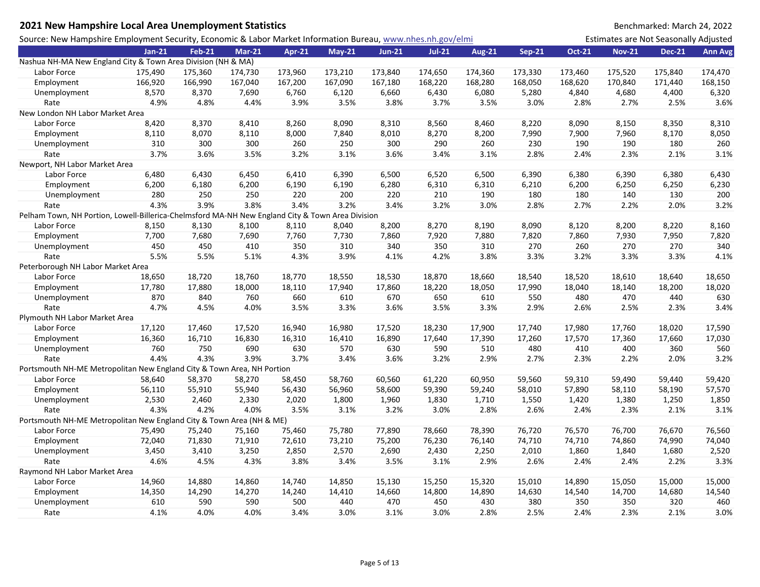## 2021 New Hampshire Local Area Unemployment Statistics

Benchmarked: March 24, 2022

Source: New Hampshire Employment Security, Economic & Labor Market Information Bureau, www.nhes.nh.gov/elmi

Estimates are Not Seasonally Adjusted

| | Jan-21 | Feb-21 | Mar-21 | Apr-21 | May-21 | Jun-21 | Jul-21 | Aug-21 | Sep-21 | Oct-21 | Nov-21 | Dec-21 | Ann Avg |
|---|---|---|---|---|---|---|---|---|---|---|---|---|---|
| **Nashua NH-MA New England City & Town Area Division (NH & MA)** | | | | | | | | | | | | | |
| Labor Force | 175,490 | 175,360 | 174,730 | 173,960 | 173,210 | 173,840 | 174,650 | 174,360 | 173,330 | 173,460 | 175,520 | 175,840 | 174,470 |
| Employment | 166,920 | 166,990 | 167,040 | 167,200 | 167,090 | 167,180 | 168,220 | 168,280 | 168,050 | 168,620 | 170,840 | 171,440 | 168,150 |
| Unemployment | 8,570 | 8,370 | 7,690 | 6,760 | 6,120 | 6,660 | 6,430 | 6,080 | 5,280 | 4,840 | 4,680 | 4,400 | 6,320 |
| Rate | 4.9% | 4.8% | 4.4% | 3.9% | 3.5% | 3.8% | 3.7% | 3.5% | 3.0% | 2.8% | 2.7% | 2.5% | 3.6% |
| **New London NH Labor Market Area** | | | | | | | | | | | | | |
| Labor Force | 8,420 | 8,370 | 8,410 | 8,260 | 8,090 | 8,310 | 8,560 | 8,460 | 8,220 | 8,090 | 8,150 | 8,350 | 8,310 |
| Employment | 8,110 | 8,070 | 8,110 | 8,000 | 7,840 | 8,010 | 8,270 | 8,200 | 7,990 | 7,900 | 7,960 | 8,170 | 8,050 |
| Unemployment | 310 | 300 | 300 | 260 | 250 | 300 | 290 | 260 | 230 | 190 | 190 | 180 | 260 |
| Rate | 3.7% | 3.6% | 3.5% | 3.2% | 3.1% | 3.6% | 3.4% | 3.1% | 2.8% | 2.4% | 2.3% | 2.1% | 3.1% |
| **Newport, NH Labor Market Area** | | | | | | | | | | | | | |
| Labor Force | 6,480 | 6,430 | 6,450 | 6,410 | 6,390 | 6,500 | 6,520 | 6,500 | 6,390 | 6,380 | 6,390 | 6,380 | 6,430 |
| Employment | 6,200 | 6,180 | 6,200 | 6,190 | 6,190 | 6,280 | 6,310 | 6,310 | 6,210 | 6,200 | 6,250 | 6,250 | 6,230 |
| Unemployment | 280 | 250 | 250 | 220 | 200 | 220 | 210 | 190 | 180 | 180 | 140 | 130 | 200 |
| Rate | 4.3% | 3.9% | 3.8% | 3.4% | 3.2% | 3.4% | 3.2% | 3.0% | 2.8% | 2.7% | 2.2% | 2.0% | 3.2% |
| **Pelham Town, NH Portion, Lowell-Billerica-Chelmsford MA-NH New England City & Town Area Division** | | | | | | | | | | | | | |
| Labor Force | 8,150 | 8,130 | 8,100 | 8,110 | 8,040 | 8,200 | 8,270 | 8,190 | 8,090 | 8,120 | 8,200 | 8,220 | 8,160 |
| Employment | 7,700 | 7,680 | 7,690 | 7,760 | 7,730 | 7,860 | 7,920 | 7,880 | 7,820 | 7,860 | 7,930 | 7,950 | 7,820 |
| Unemployment | 450 | 450 | 410 | 350 | 310 | 340 | 350 | 310 | 270 | 260 | 270 | 270 | 340 |
| Rate | 5.5% | 5.5% | 5.1% | 4.3% | 3.9% | 4.1% | 4.2% | 3.8% | 3.3% | 3.2% | 3.3% | 3.3% | 4.1% |
| **Peterborough NH Labor Market Area** | | | | | | | | | | | | | |
| Labor Force | 18,650 | 18,720 | 18,760 | 18,770 | 18,550 | 18,530 | 18,870 | 18,660 | 18,540 | 18,520 | 18,610 | 18,640 | 18,650 |
| Employment | 17,780 | 17,880 | 18,000 | 18,110 | 17,940 | 17,860 | 18,220 | 18,050 | 17,990 | 18,040 | 18,140 | 18,200 | 18,020 |
| Unemployment | 870 | 840 | 760 | 660 | 610 | 670 | 650 | 610 | 550 | 480 | 470 | 440 | 630 |
| Rate | 4.7% | 4.5% | 4.0% | 3.5% | 3.3% | 3.6% | 3.5% | 3.3% | 2.9% | 2.6% | 2.5% | 2.3% | 3.4% |
| **Plymouth NH Labor Market Area** | | | | | | | | | | | | | |
| Labor Force | 17,120 | 17,460 | 17,520 | 16,940 | 16,980 | 17,520 | 18,230 | 17,900 | 17,740 | 17,980 | 17,760 | 18,020 | 17,590 |
| Employment | 16,360 | 16,710 | 16,830 | 16,310 | 16,410 | 16,890 | 17,640 | 17,390 | 17,260 | 17,570 | 17,360 | 17,660 | 17,030 |
| Unemployment | 760 | 750 | 690 | 630 | 570 | 630 | 590 | 510 | 480 | 410 | 400 | 360 | 560 |
| Rate | 4.4% | 4.3% | 3.9% | 3.7% | 3.4% | 3.6% | 3.2% | 2.9% | 2.7% | 2.3% | 2.2% | 2.0% | 3.2% |
| **Portsmouth NH-ME Metropolitan New England City & Town Area, NH Portion** | | | | | | | | | | | | | |
| Labor Force | 58,640 | 58,370 | 58,270 | 58,450 | 58,760 | 60,560 | 61,220 | 60,950 | 59,560 | 59,310 | 59,490 | 59,440 | 59,420 |
| Employment | 56,110 | 55,910 | 55,940 | 56,430 | 56,960 | 58,600 | 59,390 | 59,240 | 58,010 | 57,890 | 58,110 | 58,190 | 57,570 |
| Unemployment | 2,530 | 2,460 | 2,330 | 2,020 | 1,800 | 1,960 | 1,830 | 1,710 | 1,550 | 1,420 | 1,380 | 1,250 | 1,850 |
| Rate | 4.3% | 4.2% | 4.0% | 3.5% | 3.1% | 3.2% | 3.0% | 2.8% | 2.6% | 2.4% | 2.3% | 2.1% | 3.1% |
| **Portsmouth NH-ME Metropolitan New England City & Town Area (NH & ME)** | | | | | | | | | | | | | |
| Labor Force | 75,490 | 75,240 | 75,160 | 75,460 | 75,780 | 77,890 | 78,660 | 78,390 | 76,720 | 76,570 | 76,700 | 76,670 | 76,560 |
| Employment | 72,040 | 71,830 | 71,910 | 72,610 | 73,210 | 75,200 | 76,230 | 76,140 | 74,710 | 74,710 | 74,860 | 74,990 | 74,040 |
| Unemployment | 3,450 | 3,410 | 3,250 | 2,850 | 2,570 | 2,690 | 2,430 | 2,250 | 2,010 | 1,860 | 1,840 | 1,680 | 2,520 |
| Rate | 4.6% | 4.5% | 4.3% | 3.8% | 3.4% | 3.5% | 3.1% | 2.9% | 2.6% | 2.4% | 2.4% | 2.2% | 3.3% |
| **Raymond NH Labor Market Area** | | | | | | | | | | | | | |
| Labor Force | 14,960 | 14,880 | 14,860 | 14,740 | 14,850 | 15,130 | 15,250 | 15,320 | 15,010 | 14,890 | 15,050 | 15,000 | 15,000 |
| Employment | 14,350 | 14,290 | 14,270 | 14,240 | 14,410 | 14,660 | 14,800 | 14,890 | 14,630 | 14,540 | 14,700 | 14,680 | 14,540 |
| Unemployment | 610 | 590 | 590 | 500 | 440 | 470 | 450 | 430 | 380 | 350 | 350 | 320 | 460 |
| Rate | 4.1% | 4.0% | 4.0% | 3.4% | 3.0% | 3.1% | 3.0% | 2.8% | 2.5% | 2.4% | 2.3% | 2.1% | 3.0% |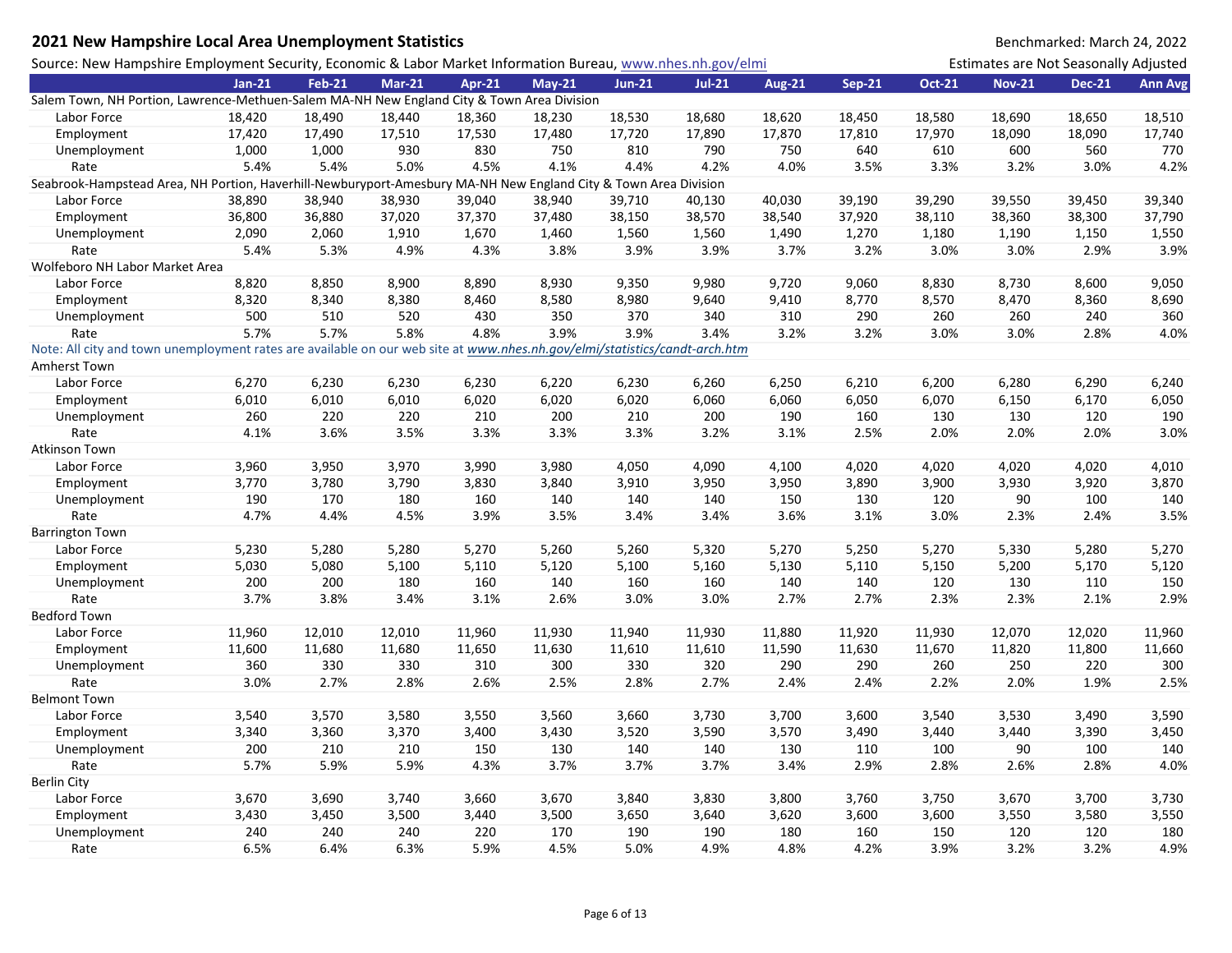**2021 New Hampshire Local Area Unemployment Statistics**

Benchmarked: March 24, 2022

Source: New Hampshire Employment Security, Economic & Labor Market Information Bureau, [www.nhes.nh.gov/elmi](www.nhes.nh.gov/elmi)

Estimates are Not Seasonally Adjusted

| | Jan-21 | Feb-21 | Mar-21 | Apr-21 | May-21 | Jun-21 | Jul-21 | Aug-21 | Sep-21 | Oct-21 | Nov-21 | Dec-21 | Ann Avg |
|---|---|---|---|---|---|---|---|---|---|---|---|---|---|
| **Salem Town, NH Portion, Lawrence-Methuen-Salem MA-NH New England City & Town Area Division** | | | | | | | | | | | | | |
| Labor Force | 18,420 | 18,490 | 18,440 | 18,360 | 18,230 | 18,530 | 18,680 | 18,620 | 18,450 | 18,580 | 18,690 | 18,650 | 18,510 |
| Employment | 17,420 | 17,490 | 17,510 | 17,530 | 17,480 | 17,720 | 17,890 | 17,870 | 17,810 | 17,970 | 18,090 | 18,090 | 17,740 |
| Unemployment | 1,000 | 1,000 | 930 | 830 | 750 | 810 | 790 | 750 | 640 | 610 | 600 | 560 | 770 |
| Rate | 5.4% | 5.4% | 5.0% | 4.5% | 4.1% | 4.4% | 4.2% | 4.0% | 3.5% | 3.3% | 3.2% | 3.0% | 4.2% |
| **Seabrook-Hampstead Area, NH Portion, Haverhill-Newburyport-Amesbury MA-NH New England City & Town Area Division** | | | | | | | | | | | | | |
| Labor Force | 38,890 | 38,940 | 38,930 | 39,040 | 38,940 | 39,710 | 40,130 | 40,030 | 39,190 | 39,290 | 39,550 | 39,450 | 39,340 |
| Employment | 36,800 | 36,880 | 37,020 | 37,370 | 37,480 | 38,150 | 38,570 | 38,540 | 37,920 | 38,110 | 38,360 | 38,300 | 37,790 |
| Unemployment | 2,090 | 2,060 | 1,910 | 1,670 | 1,460 | 1,560 | 1,560 | 1,490 | 1,270 | 1,180 | 1,190 | 1,150 | 1,550 |
| Rate | 5.4% | 5.3% | 4.9% | 4.3% | 3.8% | 3.9% | 3.9% | 3.7% | 3.2% | 3.0% | 3.0% | 2.9% | 3.9% |
| **Wolfeboro NH Labor Market Area** | | | | | | | | | | | | | |
| Labor Force | 8,820 | 8,850 | 8,900 | 8,890 | 8,930 | 9,350 | 9,980 | 9,720 | 9,060 | 8,830 | 8,730 | 8,600 | 9,050 |
| Employment | 8,320 | 8,340 | 8,380 | 8,460 | 8,580 | 8,980 | 9,640 | 9,410 | 8,770 | 8,570 | 8,470 | 8,360 | 8,690 |
| Unemployment | 500 | 510 | 520 | 430 | 350 | 370 | 340 | 310 | 290 | 260 | 260 | 240 | 360 |
| Rate | 5.7% | 5.7% | 5.8% | 4.8% | 3.9% | 3.9% | 3.4% | 3.2% | 3.2% | 3.0% | 3.0% | 2.8% | 4.0% |
| Note: All city and town unemployment rates are available on our web site at *www.nhes.nh.gov/elmi/statistics/candt-arch.htm* | | | | | | | | | | | | | |
| **Amherst Town** | | | | | | | | | | | | | |
| Labor Force | 6,270 | 6,230 | 6,230 | 6,230 | 6,220 | 6,230 | 6,260 | 6,250 | 6,210 | 6,200 | 6,280 | 6,290 | 6,240 |
| Employment | 6,010 | 6,010 | 6,010 | 6,020 | 6,020 | 6,020 | 6,060 | 6,060 | 6,050 | 6,070 | 6,150 | 6,170 | 6,050 |
| Unemployment | 260 | 220 | 220 | 210 | 200 | 210 | 200 | 190 | 160 | 130 | 130 | 120 | 190 |
| Rate | 4.1% | 3.6% | 3.5% | 3.3% | 3.3% | 3.3% | 3.2% | 3.1% | 2.5% | 2.0% | 2.0% | 2.0% | 3.0% |
| **Atkinson Town** | | | | | | | | | | | | | |
| Labor Force | 3,960 | 3,950 | 3,970 | 3,990 | 3,980 | 4,050 | 4,090 | 4,100 | 4,020 | 4,020 | 4,020 | 4,020 | 4,010 |
| Employment | 3,770 | 3,780 | 3,790 | 3,830 | 3,840 | 3,910 | 3,950 | 3,950 | 3,890 | 3,900 | 3,930 | 3,920 | 3,870 |
| Unemployment | 190 | 170 | 180 | 160 | 140 | 140 | 140 | 150 | 130 | 120 | 90 | 100 | 140 |
| Rate | 4.7% | 4.4% | 4.5% | 3.9% | 3.5% | 3.4% | 3.4% | 3.6% | 3.1% | 3.0% | 2.3% | 2.4% | 3.5% |
| **Barrington Town** | | | | | | | | | | | | | |
| Labor Force | 5,230 | 5,280 | 5,280 | 5,270 | 5,260 | 5,260 | 5,320 | 5,270 | 5,250 | 5,270 | 5,330 | 5,280 | 5,270 |
| Employment | 5,030 | 5,080 | 5,100 | 5,110 | 5,120 | 5,100 | 5,160 | 5,130 | 5,110 | 5,150 | 5,200 | 5,170 | 5,120 |
| Unemployment | 200 | 200 | 180 | 160 | 140 | 160 | 160 | 140 | 140 | 120 | 130 | 110 | 150 |
| Rate | 3.7% | 3.8% | 3.4% | 3.1% | 2.6% | 3.0% | 3.0% | 2.7% | 2.7% | 2.3% | 2.3% | 2.1% | 2.9% |
| **Bedford Town** | | | | | | | | | | | | | |
| Labor Force | 11,960 | 12,010 | 12,010 | 11,960 | 11,930 | 11,940 | 11,930 | 11,880 | 11,920 | 11,930 | 12,070 | 12,020 | 11,960 |
| Employment | 11,600 | 11,680 | 11,680 | 11,650 | 11,630 | 11,610 | 11,610 | 11,590 | 11,630 | 11,670 | 11,820 | 11,800 | 11,660 |
| Unemployment | 360 | 330 | 330 | 310 | 300 | 330 | 320 | 290 | 290 | 260 | 250 | 220 | 300 |
| Rate | 3.0% | 2.7% | 2.8% | 2.6% | 2.5% | 2.8% | 2.7% | 2.4% | 2.4% | 2.2% | 2.0% | 1.9% | 2.5% |
| **Belmont Town** | | | | | | | | | | | | | |
| Labor Force | 3,540 | 3,570 | 3,580 | 3,550 | 3,560 | 3,660 | 3,730 | 3,700 | 3,600 | 3,540 | 3,530 | 3,490 | 3,590 |
| Employment | 3,340 | 3,360 | 3,370 | 3,400 | 3,430 | 3,520 | 3,590 | 3,570 | 3,490 | 3,440 | 3,440 | 3,390 | 3,450 |
| Unemployment | 200 | 210 | 210 | 150 | 130 | 140 | 140 | 130 | 110 | 100 | 90 | 100 | 140 |
| Rate | 5.7% | 5.9% | 5.9% | 4.3% | 3.7% | 3.7% | 3.7% | 3.4% | 2.9% | 2.8% | 2.6% | 2.8% | 4.0% |
| **Berlin City** | | | | | | | | | | | | | |
| Labor Force | 3,670 | 3,690 | 3,740 | 3,660 | 3,670 | 3,840 | 3,830 | 3,800 | 3,760 | 3,750 | 3,670 | 3,700 | 3,730 |
| Employment | 3,430 | 3,450 | 3,500 | 3,440 | 3,500 | 3,650 | 3,640 | 3,620 | 3,600 | 3,600 | 3,550 | 3,580 | 3,550 |
| Unemployment | 240 | 240 | 240 | 220 | 170 | 190 | 190 | 180 | 160 | 150 | 120 | 120 | 180 |
| Rate | 6.5% | 6.4% | 6.3% | 5.9% | 4.5% | 5.0% | 4.9% | 4.8% | 4.2% | 3.9% | 3.2% | 3.2% | 4.9% |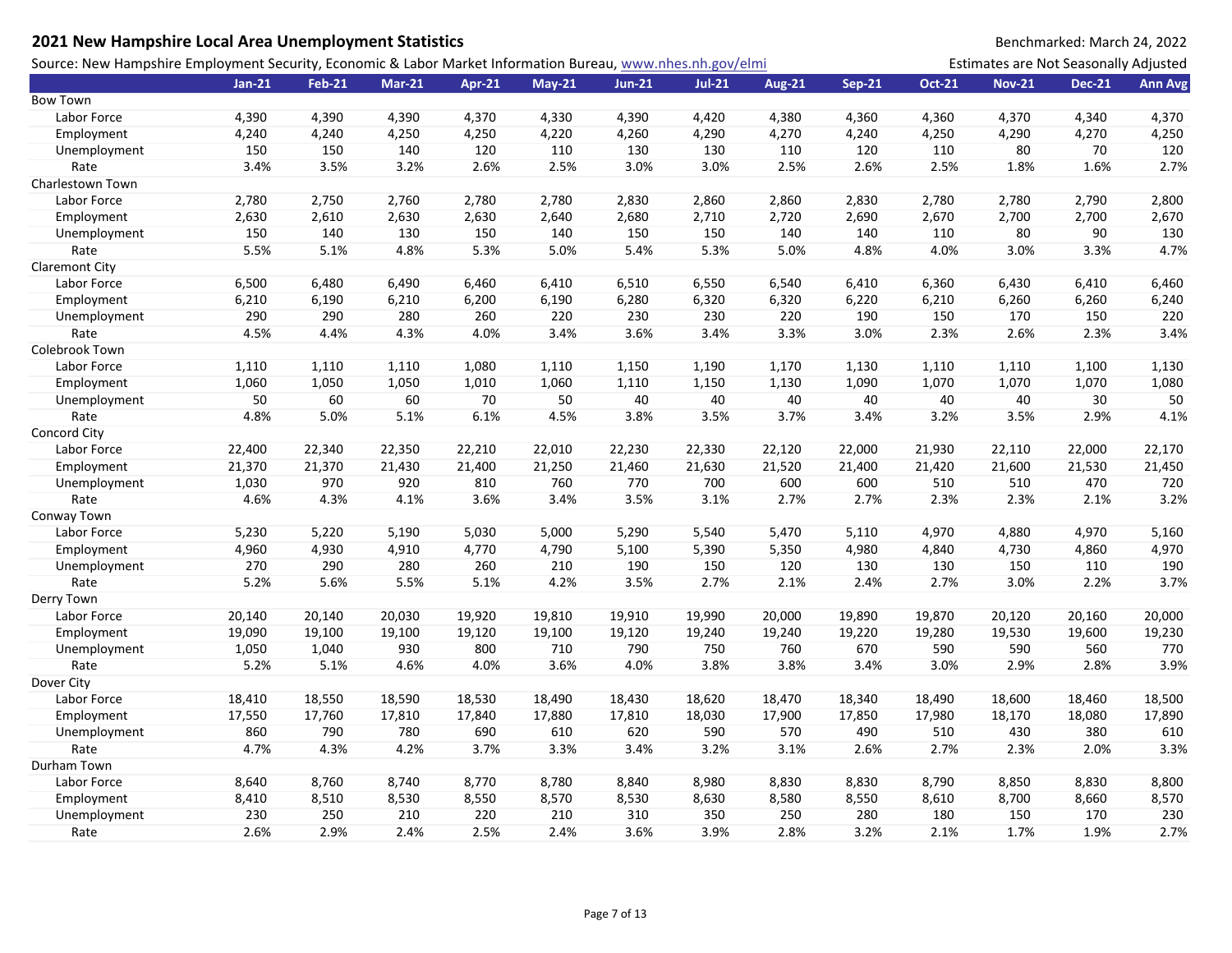# 2021 New Hampshire Local Area Unemployment Statistics

Benchmarked: March 24, 2022

Source: New Hampshire Employment Security, Economic & Labor Market Information Bureau, www.nhes.nh.gov/elmi

Estimates are Not Seasonally Adjusted

| | Jan-21 | Feb-21 | Mar-21 | Apr-21 | May-21 | Jun-21 | Jul-21 | Aug-21 | Sep-21 | Oct-21 | Nov-21 | Dec-21 | Ann Avg |
|---|---|---|---|---|---|---|---|---|---|---|---|---|---|
| **Bow Town** | | | | | | | | | | | | | |
| Labor Force | 4,390 | 4,390 | 4,390 | 4,370 | 4,330 | 4,390 | 4,420 | 4,380 | 4,360 | 4,360 | 4,370 | 4,340 | 4,370 |
| Employment | 4,240 | 4,240 | 4,250 | 4,250 | 4,220 | 4,260 | 4,290 | 4,270 | 4,240 | 4,250 | 4,290 | 4,270 | 4,250 |
| Unemployment | 150 | 150 | 140 | 120 | 110 | 130 | 130 | 110 | 120 | 110 | 80 | 70 | 120 |
| Rate | 3.4% | 3.5% | 3.2% | 2.6% | 2.5% | 3.0% | 3.0% | 2.5% | 2.6% | 2.5% | 1.8% | 1.6% | 2.7% |
| **Charlestown Town** | | | | | | | | | | | | | |
| Labor Force | 2,780 | 2,750 | 2,760 | 2,780 | 2,780 | 2,830 | 2,860 | 2,860 | 2,830 | 2,780 | 2,780 | 2,790 | 2,800 |
| Employment | 2,630 | 2,610 | 2,630 | 2,630 | 2,640 | 2,680 | 2,710 | 2,720 | 2,690 | 2,670 | 2,700 | 2,700 | 2,670 |
| Unemployment | 150 | 140 | 130 | 150 | 140 | 150 | 150 | 140 | 140 | 110 | 80 | 90 | 130 |
| Rate | 5.5% | 5.1% | 4.8% | 5.3% | 5.0% | 5.4% | 5.3% | 5.0% | 4.8% | 4.0% | 3.0% | 3.3% | 4.7% |
| **Claremont City** | | | | | | | | | | | | | |
| Labor Force | 6,500 | 6,480 | 6,490 | 6,460 | 6,410 | 6,510 | 6,550 | 6,540 | 6,410 | 6,360 | 6,430 | 6,410 | 6,460 |
| Employment | 6,210 | 6,190 | 6,210 | 6,200 | 6,190 | 6,280 | 6,320 | 6,320 | 6,220 | 6,210 | 6,260 | 6,260 | 6,240 |
| Unemployment | 290 | 290 | 280 | 260 | 220 | 230 | 230 | 220 | 190 | 150 | 170 | 150 | 220 |
| Rate | 4.5% | 4.4% | 4.3% | 4.0% | 3.4% | 3.6% | 3.4% | 3.3% | 3.0% | 2.3% | 2.6% | 2.3% | 3.4% |
| **Colebrook Town** | | | | | | | | | | | | | |
| Labor Force | 1,110 | 1,110 | 1,110 | 1,080 | 1,110 | 1,150 | 1,190 | 1,170 | 1,130 | 1,110 | 1,110 | 1,100 | 1,130 |
| Employment | 1,060 | 1,050 | 1,050 | 1,010 | 1,060 | 1,110 | 1,150 | 1,130 | 1,090 | 1,070 | 1,070 | 1,070 | 1,080 |
| Unemployment | 50 | 60 | 60 | 70 | 50 | 40 | 40 | 40 | 40 | 40 | 40 | 30 | 50 |
| Rate | 4.8% | 5.0% | 5.1% | 6.1% | 4.5% | 3.8% | 3.5% | 3.7% | 3.4% | 3.2% | 3.5% | 2.9% | 4.1% |
| **Concord City** | | | | | | | | | | | | | |
| Labor Force | 22,400 | 22,340 | 22,350 | 22,210 | 22,010 | 22,230 | 22,330 | 22,120 | 22,000 | 21,930 | 22,110 | 22,000 | 22,170 |
| Employment | 21,370 | 21,370 | 21,430 | 21,400 | 21,250 | 21,460 | 21,630 | 21,520 | 21,400 | 21,420 | 21,600 | 21,530 | 21,450 |
| Unemployment | 1,030 | 970 | 920 | 810 | 760 | 770 | 700 | 600 | 600 | 510 | 510 | 470 | 720 |
| Rate | 4.6% | 4.3% | 4.1% | 3.6% | 3.4% | 3.5% | 3.1% | 2.7% | 2.7% | 2.3% | 2.3% | 2.1% | 3.2% |
| **Conway Town** | | | | | | | | | | | | | |
| Labor Force | 5,230 | 5,220 | 5,190 | 5,030 | 5,000 | 5,290 | 5,540 | 5,470 | 5,110 | 4,970 | 4,880 | 4,970 | 5,160 |
| Employment | 4,960 | 4,930 | 4,910 | 4,770 | 4,790 | 5,100 | 5,390 | 5,350 | 4,980 | 4,840 | 4,730 | 4,860 | 4,970 |
| Unemployment | 270 | 290 | 280 | 260 | 210 | 190 | 150 | 120 | 130 | 130 | 150 | 110 | 190 |
| Rate | 5.2% | 5.6% | 5.5% | 5.1% | 4.2% | 3.5% | 2.7% | 2.1% | 2.4% | 2.7% | 3.0% | 2.2% | 3.7% |
| **Derry Town** | | | | | | | | | | | | | |
| Labor Force | 20,140 | 20,140 | 20,030 | 19,920 | 19,810 | 19,910 | 19,990 | 20,000 | 19,890 | 19,870 | 20,120 | 20,160 | 20,000 |
| Employment | 19,090 | 19,100 | 19,100 | 19,120 | 19,100 | 19,120 | 19,240 | 19,240 | 19,220 | 19,280 | 19,530 | 19,600 | 19,230 |
| Unemployment | 1,050 | 1,040 | 930 | 800 | 710 | 790 | 750 | 760 | 670 | 590 | 590 | 560 | 770 |
| Rate | 5.2% | 5.1% | 4.6% | 4.0% | 3.6% | 4.0% | 3.8% | 3.8% | 3.4% | 3.0% | 2.9% | 2.8% | 3.9% |
| **Dover City** | | | | | | | | | | | | | |
| Labor Force | 18,410 | 18,550 | 18,590 | 18,530 | 18,490 | 18,430 | 18,620 | 18,470 | 18,340 | 18,490 | 18,600 | 18,460 | 18,500 |
| Employment | 17,550 | 17,760 | 17,810 | 17,840 | 17,880 | 17,810 | 18,030 | 17,900 | 17,850 | 17,980 | 18,170 | 18,080 | 17,890 |
| Unemployment | 860 | 790 | 780 | 690 | 610 | 620 | 590 | 570 | 490 | 510 | 430 | 380 | 610 |
| Rate | 4.7% | 4.3% | 4.2% | 3.7% | 3.3% | 3.4% | 3.2% | 3.1% | 2.6% | 2.7% | 2.3% | 2.0% | 3.3% |
| **Durham Town** | | | | | | | | | | | | | |
| Labor Force | 8,640 | 8,760 | 8,740 | 8,770 | 8,780 | 8,840 | 8,980 | 8,830 | 8,830 | 8,790 | 8,850 | 8,830 | 8,800 |
| Employment | 8,410 | 8,510 | 8,530 | 8,550 | 8,570 | 8,530 | 8,630 | 8,580 | 8,550 | 8,610 | 8,700 | 8,660 | 8,570 |
| Unemployment | 230 | 250 | 210 | 220 | 210 | 310 | 350 | 250 | 280 | 180 | 150 | 170 | 230 |
| Rate | 2.6% | 2.9% | 2.4% | 2.5% | 2.4% | 3.6% | 3.9% | 2.8% | 3.2% | 2.1% | 1.7% | 1.9% | 2.7% |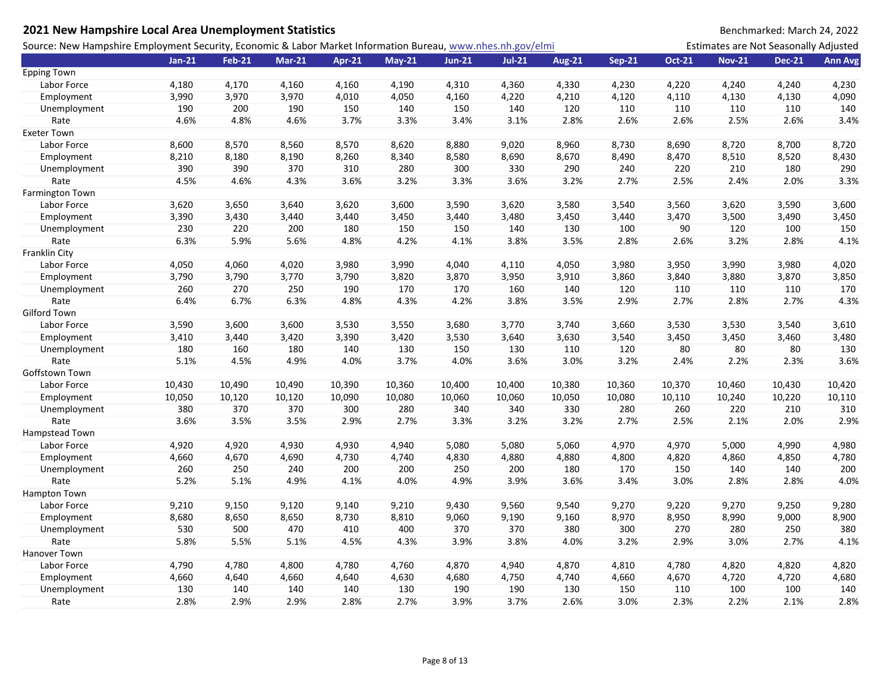## 2021 New Hampshire Local Area Unemployment Statistics

Benchmarked: March 24, 2022

Source: New Hampshire Employment Security, Economic & Labor Market Information Bureau, www.nhes.nh.gov/elmi

Estimates are Not Seasonally Adjusted

| | Jan-21 | Feb-21 | Mar-21 | Apr-21 | May-21 | Jun-21 | Jul-21 | Aug-21 | Sep-21 | Oct-21 | Nov-21 | Dec-21 | Ann Avg |
|---|---|---|---|---|---|---|---|---|---|---|---|---|---|
| **Epping Town** | | | | | | | | | | | | | |
| Labor Force | 4,180 | 4,170 | 4,160 | 4,160 | 4,190 | 4,310 | 4,360 | 4,330 | 4,230 | 4,220 | 4,240 | 4,240 | 4,230 |
| Employment | 3,990 | 3,970 | 3,970 | 4,010 | 4,050 | 4,160 | 4,220 | 4,210 | 4,120 | 4,110 | 4,130 | 4,130 | 4,090 |
| Unemployment | 190 | 200 | 190 | 150 | 140 | 150 | 140 | 120 | 110 | 110 | 110 | 110 | 140 |
| Rate | 4.6% | 4.8% | 4.6% | 3.7% | 3.3% | 3.4% | 3.1% | 2.8% | 2.6% | 2.6% | 2.5% | 2.6% | 3.4% |
| **Exeter Town** | | | | | | | | | | | | | |
| Labor Force | 8,600 | 8,570 | 8,560 | 8,570 | 8,620 | 8,880 | 9,020 | 8,960 | 8,730 | 8,690 | 8,720 | 8,700 | 8,720 |
| Employment | 8,210 | 8,180 | 8,190 | 8,260 | 8,340 | 8,580 | 8,690 | 8,670 | 8,490 | 8,470 | 8,510 | 8,520 | 8,430 |
| Unemployment | 390 | 390 | 370 | 310 | 280 | 300 | 330 | 290 | 240 | 220 | 210 | 180 | 290 |
| Rate | 4.5% | 4.6% | 4.3% | 3.6% | 3.2% | 3.3% | 3.6% | 3.2% | 2.7% | 2.5% | 2.4% | 2.0% | 3.3% |
| **Farmington Town** | | | | | | | | | | | | | |
| Labor Force | 3,620 | 3,650 | 3,640 | 3,620 | 3,600 | 3,590 | 3,620 | 3,580 | 3,540 | 3,560 | 3,620 | 3,590 | 3,600 |
| Employment | 3,390 | 3,430 | 3,440 | 3,440 | 3,450 | 3,440 | 3,480 | 3,450 | 3,440 | 3,470 | 3,500 | 3,490 | 3,450 |
| Unemployment | 230 | 220 | 200 | 180 | 150 | 150 | 140 | 130 | 100 | 90 | 120 | 100 | 150 |
| Rate | 6.3% | 5.9% | 5.6% | 4.8% | 4.2% | 4.1% | 3.8% | 3.5% | 2.8% | 2.6% | 3.2% | 2.8% | 4.1% |
| **Franklin City** | | | | | | | | | | | | | |
| Labor Force | 4,050 | 4,060 | 4,020 | 3,980 | 3,990 | 4,040 | 4,110 | 4,050 | 3,980 | 3,950 | 3,990 | 3,980 | 4,020 |
| Employment | 3,790 | 3,790 | 3,770 | 3,790 | 3,820 | 3,870 | 3,950 | 3,910 | 3,860 | 3,840 | 3,880 | 3,870 | 3,850 |
| Unemployment | 260 | 270 | 250 | 190 | 170 | 170 | 160 | 140 | 120 | 110 | 110 | 110 | 170 |
| Rate | 6.4% | 6.7% | 6.3% | 4.8% | 4.3% | 4.2% | 3.8% | 3.5% | 2.9% | 2.7% | 2.8% | 2.7% | 4.3% |
| **Gilford Town** | | | | | | | | | | | | | |
| Labor Force | 3,590 | 3,600 | 3,600 | 3,530 | 3,550 | 3,680 | 3,770 | 3,740 | 3,660 | 3,530 | 3,530 | 3,540 | 3,610 |
| Employment | 3,410 | 3,440 | 3,420 | 3,390 | 3,420 | 3,530 | 3,640 | 3,630 | 3,540 | 3,450 | 3,450 | 3,460 | 3,480 |
| Unemployment | 180 | 160 | 180 | 140 | 130 | 150 | 130 | 110 | 120 | 80 | 80 | 80 | 130 |
| Rate | 5.1% | 4.5% | 4.9% | 4.0% | 3.7% | 4.0% | 3.6% | 3.0% | 3.2% | 2.4% | 2.2% | 2.3% | 3.6% |
| **Goffstown Town** | | | | | | | | | | | | | |
| Labor Force | 10,430 | 10,490 | 10,490 | 10,390 | 10,360 | 10,400 | 10,400 | 10,380 | 10,360 | 10,370 | 10,460 | 10,430 | 10,420 |
| Employment | 10,050 | 10,120 | 10,120 | 10,090 | 10,080 | 10,060 | 10,060 | 10,050 | 10,080 | 10,110 | 10,240 | 10,220 | 10,110 |
| Unemployment | 380 | 370 | 370 | 300 | 280 | 340 | 340 | 330 | 280 | 260 | 220 | 210 | 310 |
| Rate | 3.6% | 3.5% | 3.5% | 2.9% | 2.7% | 3.3% | 3.2% | 3.2% | 2.7% | 2.5% | 2.1% | 2.0% | 2.9% |
| **Hampstead Town** | | | | | | | | | | | | | |
| Labor Force | 4,920 | 4,920 | 4,930 | 4,930 | 4,940 | 5,080 | 5,080 | 5,060 | 4,970 | 4,970 | 5,000 | 4,990 | 4,980 |
| Employment | 4,660 | 4,670 | 4,690 | 4,730 | 4,740 | 4,830 | 4,880 | 4,880 | 4,800 | 4,820 | 4,860 | 4,850 | 4,780 |
| Unemployment | 260 | 250 | 240 | 200 | 200 | 250 | 200 | 180 | 170 | 150 | 140 | 140 | 200 |
| Rate | 5.2% | 5.1% | 4.9% | 4.1% | 4.0% | 4.9% | 3.9% | 3.6% | 3.4% | 3.0% | 2.8% | 2.8% | 4.0% |
| **Hampton Town** | | | | | | | | | | | | | |
| Labor Force | 9,210 | 9,150 | 9,120 | 9,140 | 9,210 | 9,430 | 9,560 | 9,540 | 9,270 | 9,220 | 9,270 | 9,250 | 9,280 |
| Employment | 8,680 | 8,650 | 8,650 | 8,730 | 8,810 | 9,060 | 9,190 | 9,160 | 8,970 | 8,950 | 8,990 | 9,000 | 8,900 |
| Unemployment | 530 | 500 | 470 | 410 | 400 | 370 | 370 | 380 | 300 | 270 | 280 | 250 | 380 |
| Rate | 5.8% | 5.5% | 5.1% | 4.5% | 4.3% | 3.9% | 3.8% | 4.0% | 3.2% | 2.9% | 3.0% | 2.7% | 4.1% |
| **Hanover Town** | | | | | | | | | | | | | |
| Labor Force | 4,790 | 4,780 | 4,800 | 4,780 | 4,760 | 4,870 | 4,940 | 4,870 | 4,810 | 4,780 | 4,820 | 4,820 | 4,820 |
| Employment | 4,660 | 4,640 | 4,660 | 4,640 | 4,630 | 4,680 | 4,750 | 4,740 | 4,660 | 4,670 | 4,720 | 4,720 | 4,680 |
| Unemployment | 130 | 140 | 140 | 140 | 130 | 190 | 190 | 130 | 150 | 110 | 100 | 100 | 140 |
| Rate | 2.8% | 2.9% | 2.9% | 2.8% | 2.7% | 3.9% | 3.7% | 2.6% | 3.0% | 2.3% | 2.2% | 2.1% | 2.8% |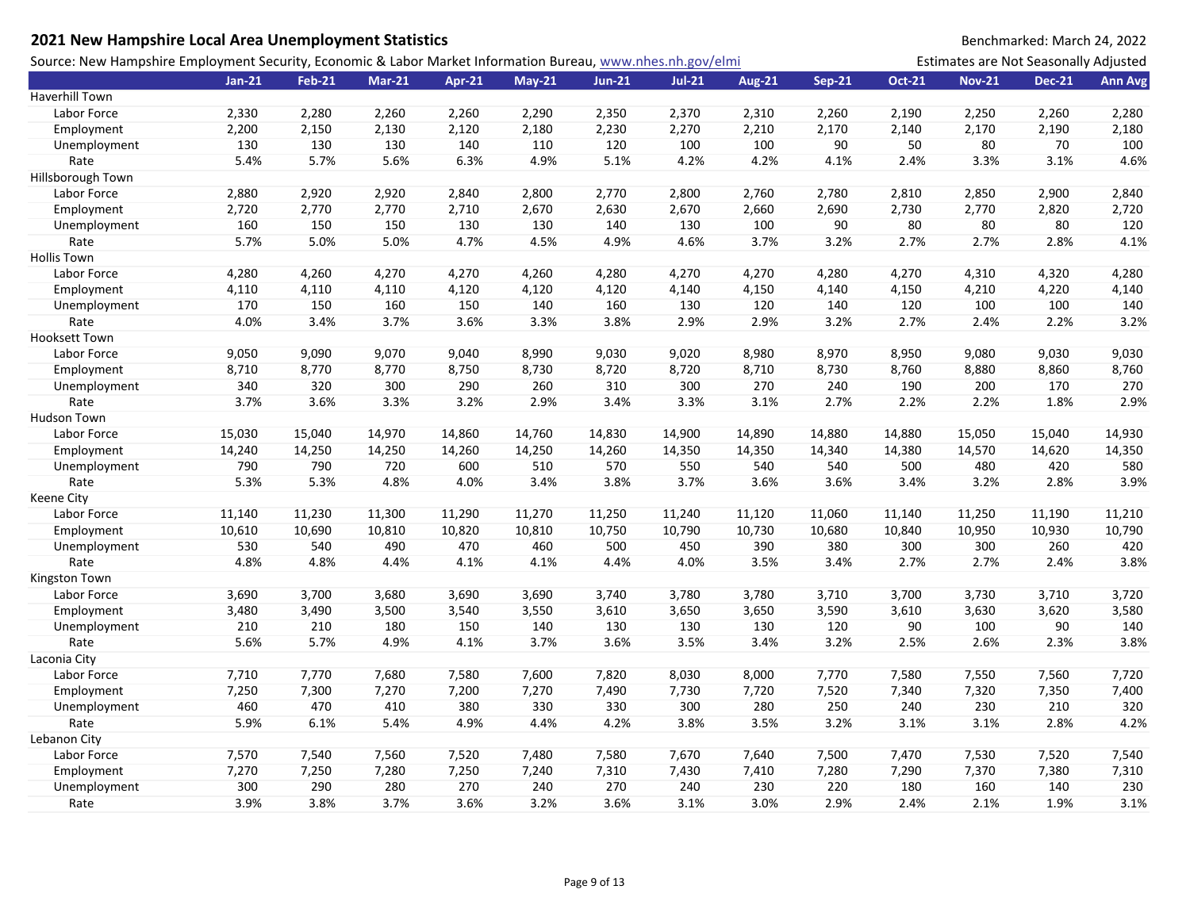**2021 New Hampshire Local Area Unemployment Statistics**

Benchmarked: March 24, 2022

Source: New Hampshire Employment Security, Economic & Labor Market Information Bureau, www.nhes.nh.gov/elmi

Estimates are Not Seasonally Adjusted

| | Jan-21 | Feb-21 | Mar-21 | Apr-21 | May-21 | Jun-21 | Jul-21 | Aug-21 | Sep-21 | Oct-21 | Nov-21 | Dec-21 | Ann Avg |
|---|---|---|---|---|---|---|---|---|---|---|---|---|---|
| **Haverhill Town** | | | | | | | | | | | | | |
| Labor Force | 2,330 | 2,280 | 2,260 | 2,260 | 2,290 | 2,350 | 2,370 | 2,310 | 2,260 | 2,190 | 2,250 | 2,260 | 2,280 |
| Employment | 2,200 | 2,150 | 2,130 | 2,120 | 2,180 | 2,230 | 2,270 | 2,210 | 2,170 | 2,140 | 2,170 | 2,190 | 2,180 |
| Unemployment | 130 | 130 | 130 | 140 | 110 | 120 | 100 | 100 | 90 | 50 | 80 | 70 | 100 |
| Rate | 5.4% | 5.7% | 5.6% | 6.3% | 4.9% | 5.1% | 4.2% | 4.2% | 4.1% | 2.4% | 3.3% | 3.1% | 4.6% |
| **Hillsborough Town** | | | | | | | | | | | | | |
| Labor Force | 2,880 | 2,920 | 2,920 | 2,840 | 2,800 | 2,770 | 2,800 | 2,760 | 2,780 | 2,810 | 2,850 | 2,900 | 2,840 |
| Employment | 2,720 | 2,770 | 2,770 | 2,710 | 2,670 | 2,630 | 2,670 | 2,660 | 2,690 | 2,730 | 2,770 | 2,820 | 2,720 |
| Unemployment | 160 | 150 | 150 | 130 | 130 | 140 | 130 | 100 | 90 | 80 | 80 | 80 | 120 |
| Rate | 5.7% | 5.0% | 5.0% | 4.7% | 4.5% | 4.9% | 4.6% | 3.7% | 3.2% | 2.7% | 2.7% | 2.8% | 4.1% |
| **Hollis Town** | | | | | | | | | | | | | |
| Labor Force | 4,280 | 4,260 | 4,270 | 4,270 | 4,260 | 4,280 | 4,270 | 4,270 | 4,280 | 4,270 | 4,310 | 4,320 | 4,280 |
| Employment | 4,110 | 4,110 | 4,110 | 4,120 | 4,120 | 4,120 | 4,140 | 4,150 | 4,140 | 4,150 | 4,210 | 4,220 | 4,140 |
| Unemployment | 170 | 150 | 160 | 150 | 140 | 160 | 130 | 120 | 140 | 120 | 100 | 100 | 140 |
| Rate | 4.0% | 3.4% | 3.7% | 3.6% | 3.3% | 3.8% | 2.9% | 2.9% | 3.2% | 2.7% | 2.4% | 2.2% | 3.2% |
| **Hooksett Town** | | | | | | | | | | | | | |
| Labor Force | 9,050 | 9,090 | 9,070 | 9,040 | 8,990 | 9,030 | 9,020 | 8,980 | 8,970 | 8,950 | 9,080 | 9,030 | 9,030 |
| Employment | 8,710 | 8,770 | 8,770 | 8,750 | 8,730 | 8,720 | 8,720 | 8,710 | 8,730 | 8,760 | 8,880 | 8,860 | 8,760 |
| Unemployment | 340 | 320 | 300 | 290 | 260 | 310 | 300 | 270 | 240 | 190 | 200 | 170 | 270 |
| Rate | 3.7% | 3.6% | 3.3% | 3.2% | 2.9% | 3.4% | 3.3% | 3.1% | 2.7% | 2.2% | 2.2% | 1.8% | 2.9% |
| **Hudson Town** | | | | | | | | | | | | | |
| Labor Force | 15,030 | 15,040 | 14,970 | 14,860 | 14,760 | 14,830 | 14,900 | 14,890 | 14,880 | 14,880 | 15,050 | 15,040 | 14,930 |
| Employment | 14,240 | 14,250 | 14,250 | 14,260 | 14,250 | 14,260 | 14,350 | 14,350 | 14,340 | 14,380 | 14,570 | 14,620 | 14,350 |
| Unemployment | 790 | 790 | 720 | 600 | 510 | 570 | 550 | 540 | 540 | 500 | 480 | 420 | 580 |
| Rate | 5.3% | 5.3% | 4.8% | 4.0% | 3.4% | 3.8% | 3.7% | 3.6% | 3.6% | 3.4% | 3.2% | 2.8% | 3.9% |
| **Keene City** | | | | | | | | | | | | | |
| Labor Force | 11,140 | 11,230 | 11,300 | 11,290 | 11,270 | 11,250 | 11,240 | 11,120 | 11,060 | 11,140 | 11,250 | 11,190 | 11,210 |
| Employment | 10,610 | 10,690 | 10,810 | 10,820 | 10,810 | 10,750 | 10,790 | 10,730 | 10,680 | 10,840 | 10,950 | 10,930 | 10,790 |
| Unemployment | 530 | 540 | 490 | 470 | 460 | 500 | 450 | 390 | 380 | 300 | 300 | 260 | 420 |
| Rate | 4.8% | 4.8% | 4.4% | 4.1% | 4.1% | 4.4% | 4.0% | 3.5% | 3.4% | 2.7% | 2.7% | 2.4% | 3.8% |
| **Kingston Town** | | | | | | | | | | | | | |
| Labor Force | 3,690 | 3,700 | 3,680 | 3,690 | 3,690 | 3,740 | 3,780 | 3,780 | 3,710 | 3,700 | 3,730 | 3,710 | 3,720 |
| Employment | 3,480 | 3,490 | 3,500 | 3,540 | 3,550 | 3,610 | 3,650 | 3,650 | 3,590 | 3,610 | 3,630 | 3,620 | 3,580 |
| Unemployment | 210 | 210 | 180 | 150 | 140 | 130 | 130 | 130 | 120 | 90 | 100 | 90 | 140 |
| Rate | 5.6% | 5.7% | 4.9% | 4.1% | 3.7% | 3.6% | 3.5% | 3.4% | 3.2% | 2.5% | 2.6% | 2.3% | 3.8% |
| **Laconia City** | | | | | | | | | | | | | |
| Labor Force | 7,710 | 7,770 | 7,680 | 7,580 | 7,600 | 7,820 | 8,030 | 8,000 | 7,770 | 7,580 | 7,550 | 7,560 | 7,720 |
| Employment | 7,250 | 7,300 | 7,270 | 7,200 | 7,270 | 7,490 | 7,730 | 7,720 | 7,520 | 7,340 | 7,320 | 7,350 | 7,400 |
| Unemployment | 460 | 470 | 410 | 380 | 330 | 330 | 300 | 280 | 250 | 240 | 230 | 210 | 320 |
| Rate | 5.9% | 6.1% | 5.4% | 4.9% | 4.4% | 4.2% | 3.8% | 3.5% | 3.2% | 3.1% | 3.1% | 2.8% | 4.2% |
| **Lebanon City** | | | | | | | | | | | | | |
| Labor Force | 7,570 | 7,540 | 7,560 | 7,520 | 7,480 | 7,580 | 7,670 | 7,640 | 7,500 | 7,470 | 7,530 | 7,520 | 7,540 |
| Employment | 7,270 | 7,250 | 7,280 | 7,250 | 7,240 | 7,310 | 7,430 | 7,410 | 7,280 | 7,290 | 7,370 | 7,380 | 7,310 |
| Unemployment | 300 | 290 | 280 | 270 | 240 | 270 | 240 | 230 | 220 | 180 | 160 | 140 | 230 |
| Rate | 3.9% | 3.8% | 3.7% | 3.6% | 3.2% | 3.6% | 3.1% | 3.0% | 2.9% | 2.4% | 2.1% | 1.9% | 3.1% |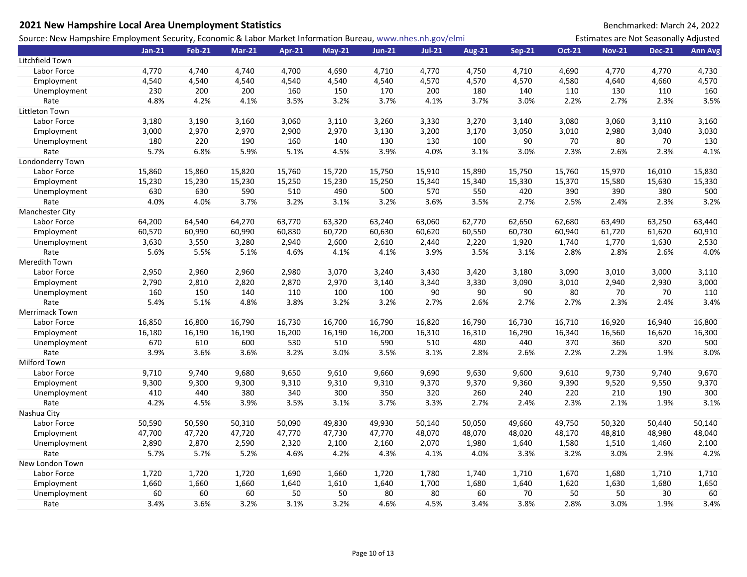**2021 New Hampshire Local Area Unemployment Statistics**

Benchmarked: March 24, 2022

Source: New Hampshire Employment Security, Economic & Labor Market Information Bureau, www.nhes.nh.gov/elmi

Estimates are Not Seasonally Adjusted

| | Jan-21 | Feb-21 | Mar-21 | Apr-21 | May-21 | Jun-21 | Jul-21 | Aug-21 | Sep-21 | Oct-21 | Nov-21 | Dec-21 | Ann Avg |
|---|---|---|---|---|---|---|---|---|---|---|---|---|---|
| Litchfield Town | | | | | | | | | | | | | |
| Labor Force | 4,770 | 4,740 | 4,740 | 4,700 | 4,690 | 4,710 | 4,770 | 4,750 | 4,710 | 4,690 | 4,770 | 4,770 | 4,730 |
| Employment | 4,540 | 4,540 | 4,540 | 4,540 | 4,540 | 4,540 | 4,570 | 4,570 | 4,570 | 4,580 | 4,640 | 4,660 | 4,570 |
| Unemployment | 230 | 200 | 200 | 160 | 150 | 170 | 200 | 180 | 140 | 110 | 130 | 110 | 160 |
| Rate | 4.8% | 4.2% | 4.1% | 3.5% | 3.2% | 3.7% | 4.1% | 3.7% | 3.0% | 2.2% | 2.7% | 2.3% | 3.5% |
| Littleton Town | | | | | | | | | | | | | |
| Labor Force | 3,180 | 3,190 | 3,160 | 3,060 | 3,110 | 3,260 | 3,330 | 3,270 | 3,140 | 3,080 | 3,060 | 3,110 | 3,160 |
| Employment | 3,000 | 2,970 | 2,970 | 2,900 | 2,970 | 3,130 | 3,200 | 3,170 | 3,050 | 3,010 | 2,980 | 3,040 | 3,030 |
| Unemployment | 180 | 220 | 190 | 160 | 140 | 130 | 130 | 100 | 90 | 70 | 80 | 70 | 130 |
| Rate | 5.7% | 6.8% | 5.9% | 5.1% | 4.5% | 3.9% | 4.0% | 3.1% | 3.0% | 2.3% | 2.6% | 2.3% | 4.1% |
| Londonderry Town | | | | | | | | | | | | | |
| Labor Force | 15,860 | 15,860 | 15,820 | 15,760 | 15,720 | 15,750 | 15,910 | 15,890 | 15,750 | 15,760 | 15,970 | 16,010 | 15,830 |
| Employment | 15,230 | 15,230 | 15,230 | 15,250 | 15,230 | 15,250 | 15,340 | 15,340 | 15,330 | 15,370 | 15,580 | 15,630 | 15,330 |
| Unemployment | 630 | 630 | 590 | 510 | 490 | 500 | 570 | 550 | 420 | 390 | 390 | 380 | 500 |
| Rate | 4.0% | 4.0% | 3.7% | 3.2% | 3.1% | 3.2% | 3.6% | 3.5% | 2.7% | 2.5% | 2.4% | 2.3% | 3.2% |
| Manchester City | | | | | | | | | | | | | |
| Labor Force | 64,200 | 64,540 | 64,270 | 63,770 | 63,320 | 63,240 | 63,060 | 62,770 | 62,650 | 62,680 | 63,490 | 63,250 | 63,440 |
| Employment | 60,570 | 60,990 | 60,990 | 60,830 | 60,720 | 60,630 | 60,620 | 60,550 | 60,730 | 60,940 | 61,720 | 61,620 | 60,910 |
| Unemployment | 3,630 | 3,550 | 3,280 | 2,940 | 2,600 | 2,610 | 2,440 | 2,220 | 1,920 | 1,740 | 1,770 | 1,630 | 2,530 |
| Rate | 5.6% | 5.5% | 5.1% | 4.6% | 4.1% | 4.1% | 3.9% | 3.5% | 3.1% | 2.8% | 2.8% | 2.6% | 4.0% |
| Meredith Town | | | | | | | | | | | | | |
| Labor Force | 2,950 | 2,960 | 2,960 | 2,980 | 3,070 | 3,240 | 3,430 | 3,420 | 3,180 | 3,090 | 3,010 | 3,000 | 3,110 |
| Employment | 2,790 | 2,810 | 2,820 | 2,870 | 2,970 | 3,140 | 3,340 | 3,330 | 3,090 | 3,010 | 2,940 | 2,930 | 3,000 |
| Unemployment | 160 | 150 | 140 | 110 | 100 | 100 | 90 | 90 | 90 | 80 | 70 | 70 | 110 |
| Rate | 5.4% | 5.1% | 4.8% | 3.8% | 3.2% | 3.2% | 2.7% | 2.6% | 2.7% | 2.7% | 2.3% | 2.4% | 3.4% |
| Merrimack Town | | | | | | | | | | | | | |
| Labor Force | 16,850 | 16,800 | 16,790 | 16,730 | 16,700 | 16,790 | 16,820 | 16,790 | 16,730 | 16,710 | 16,920 | 16,940 | 16,800 |
| Employment | 16,180 | 16,190 | 16,190 | 16,200 | 16,190 | 16,200 | 16,310 | 16,310 | 16,290 | 16,340 | 16,560 | 16,620 | 16,300 |
| Unemployment | 670 | 610 | 600 | 530 | 510 | 590 | 510 | 480 | 440 | 370 | 360 | 320 | 500 |
| Rate | 3.9% | 3.6% | 3.6% | 3.2% | 3.0% | 3.5% | 3.1% | 2.8% | 2.6% | 2.2% | 2.2% | 1.9% | 3.0% |
| Milford Town | | | | | | | | | | | | | |
| Labor Force | 9,710 | 9,740 | 9,680 | 9,650 | 9,610 | 9,660 | 9,690 | 9,630 | 9,600 | 9,610 | 9,730 | 9,740 | 9,670 |
| Employment | 9,300 | 9,300 | 9,300 | 9,310 | 9,310 | 9,310 | 9,370 | 9,370 | 9,360 | 9,390 | 9,520 | 9,550 | 9,370 |
| Unemployment | 410 | 440 | 380 | 340 | 300 | 350 | 320 | 260 | 240 | 220 | 210 | 190 | 300 |
| Rate | 4.2% | 4.5% | 3.9% | 3.5% | 3.1% | 3.7% | 3.3% | 2.7% | 2.4% | 2.3% | 2.1% | 1.9% | 3.1% |
| Nashua City | | | | | | | | | | | | | |
| Labor Force | 50,590 | 50,590 | 50,310 | 50,090 | 49,830 | 49,930 | 50,140 | 50,050 | 49,660 | 49,750 | 50,320 | 50,440 | 50,140 |
| Employment | 47,700 | 47,720 | 47,720 | 47,770 | 47,730 | 47,770 | 48,070 | 48,070 | 48,020 | 48,170 | 48,810 | 48,980 | 48,040 |
| Unemployment | 2,890 | 2,870 | 2,590 | 2,320 | 2,100 | 2,160 | 2,070 | 1,980 | 1,640 | 1,580 | 1,510 | 1,460 | 2,100 |
| Rate | 5.7% | 5.7% | 5.2% | 4.6% | 4.2% | 4.3% | 4.1% | 4.0% | 3.3% | 3.2% | 3.0% | 2.9% | 4.2% |
| New London Town | | | | | | | | | | | | | |
| Labor Force | 1,720 | 1,720 | 1,720 | 1,690 | 1,660 | 1,720 | 1,780 | 1,740 | 1,710 | 1,670 | 1,680 | 1,710 | 1,710 |
| Employment | 1,660 | 1,660 | 1,660 | 1,640 | 1,610 | 1,640 | 1,700 | 1,680 | 1,640 | 1,620 | 1,630 | 1,680 | 1,650 |
| Unemployment | 60 | 60 | 60 | 50 | 50 | 80 | 80 | 60 | 70 | 50 | 50 | 30 | 60 |
| Rate | 3.4% | 3.6% | 3.2% | 3.1% | 3.2% | 4.6% | 4.5% | 3.4% | 3.8% | 2.8% | 3.0% | 1.9% | 3.4% |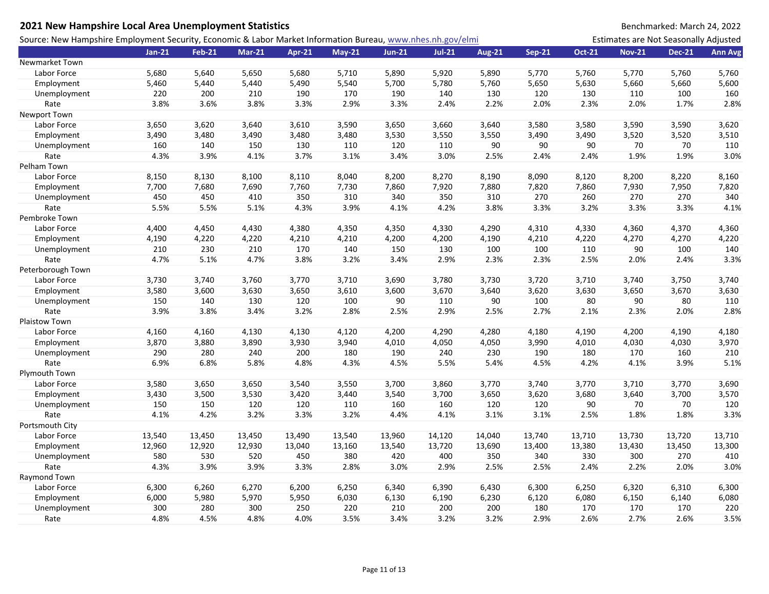## 2021 New Hampshire Local Area Unemployment Statistics

Benchmarked: March 24, 2022

Source: New Hampshire Employment Security, Economic & Labor Market Information Bureau, www.nhes.nh.gov/elmi

Estimates are Not Seasonally Adjusted

| | Jan-21 | Feb-21 | Mar-21 | Apr-21 | May-21 | Jun-21 | Jul-21 | Aug-21 | Sep-21 | Oct-21 | Nov-21 | Dec-21 | Ann Avg |
|---|---|---|---|---|---|---|---|---|---|---|---|---|---|
| **Newmarket Town** | | | | | | | | | | | | | |
| Labor Force | 5,680 | 5,640 | 5,650 | 5,680 | 5,710 | 5,890 | 5,920 | 5,890 | 5,770 | 5,760 | 5,770 | 5,760 | 5,760 |
| Employment | 5,460 | 5,440 | 5,440 | 5,490 | 5,540 | 5,700 | 5,780 | 5,760 | 5,650 | 5,630 | 5,660 | 5,660 | 5,600 |
| Unemployment | 220 | 200 | 210 | 190 | 170 | 190 | 140 | 130 | 120 | 130 | 110 | 100 | 160 |
| Rate | 3.8% | 3.6% | 3.8% | 3.3% | 2.9% | 3.3% | 2.4% | 2.2% | 2.0% | 2.3% | 2.0% | 1.7% | 2.8% |
| **Newport Town** | | | | | | | | | | | | | |
| Labor Force | 3,650 | 3,620 | 3,640 | 3,610 | 3,590 | 3,650 | 3,660 | 3,640 | 3,580 | 3,580 | 3,590 | 3,590 | 3,620 |
| Employment | 3,490 | 3,480 | 3,490 | 3,480 | 3,480 | 3,530 | 3,550 | 3,550 | 3,490 | 3,490 | 3,520 | 3,520 | 3,510 |
| Unemployment | 160 | 140 | 150 | 130 | 110 | 120 | 110 | 90 | 90 | 90 | 70 | 70 | 110 |
| Rate | 4.3% | 3.9% | 4.1% | 3.7% | 3.1% | 3.4% | 3.0% | 2.5% | 2.4% | 2.4% | 1.9% | 1.9% | 3.0% |
| **Pelham Town** | | | | | | | | | | | | | |
| Labor Force | 8,150 | 8,130 | 8,100 | 8,110 | 8,040 | 8,200 | 8,270 | 8,190 | 8,090 | 8,120 | 8,200 | 8,220 | 8,160 |
| Employment | 7,700 | 7,680 | 7,690 | 7,760 | 7,730 | 7,860 | 7,920 | 7,880 | 7,820 | 7,860 | 7,930 | 7,950 | 7,820 |
| Unemployment | 450 | 450 | 410 | 350 | 310 | 340 | 350 | 310 | 270 | 260 | 270 | 270 | 340 |
| Rate | 5.5% | 5.5% | 5.1% | 4.3% | 3.9% | 4.1% | 4.2% | 3.8% | 3.3% | 3.2% | 3.3% | 3.3% | 4.1% |
| **Pembroke Town** | | | | | | | | | | | | | |
| Labor Force | 4,400 | 4,450 | 4,430 | 4,380 | 4,350 | 4,350 | 4,330 | 4,290 | 4,310 | 4,330 | 4,360 | 4,370 | 4,360 |
| Employment | 4,190 | 4,220 | 4,220 | 4,210 | 4,210 | 4,200 | 4,200 | 4,190 | 4,210 | 4,220 | 4,270 | 4,270 | 4,220 |
| Unemployment | 210 | 230 | 210 | 170 | 140 | 150 | 130 | 100 | 100 | 110 | 90 | 100 | 140 |
| Rate | 4.7% | 5.1% | 4.7% | 3.8% | 3.2% | 3.4% | 2.9% | 2.3% | 2.3% | 2.5% | 2.0% | 2.4% | 3.3% |
| **Peterborough Town** | | | | | | | | | | | | | |
| Labor Force | 3,730 | 3,740 | 3,760 | 3,770 | 3,710 | 3,690 | 3,780 | 3,730 | 3,720 | 3,710 | 3,740 | 3,750 | 3,740 |
| Employment | 3,580 | 3,600 | 3,630 | 3,650 | 3,610 | 3,600 | 3,670 | 3,640 | 3,620 | 3,630 | 3,650 | 3,670 | 3,630 |
| Unemployment | 150 | 140 | 130 | 120 | 100 | 90 | 110 | 90 | 100 | 80 | 90 | 80 | 110 |
| Rate | 3.9% | 3.8% | 3.4% | 3.2% | 2.8% | 2.5% | 2.9% | 2.5% | 2.7% | 2.1% | 2.3% | 2.0% | 2.8% |
| **Plaistow Town** | | | | | | | | | | | | | |
| Labor Force | 4,160 | 4,160 | 4,130 | 4,130 | 4,120 | 4,200 | 4,290 | 4,280 | 4,180 | 4,190 | 4,200 | 4,190 | 4,180 |
| Employment | 3,870 | 3,880 | 3,890 | 3,930 | 3,940 | 4,010 | 4,050 | 4,050 | 3,990 | 4,010 | 4,030 | 4,030 | 3,970 |
| Unemployment | 290 | 280 | 240 | 200 | 180 | 190 | 240 | 230 | 190 | 180 | 170 | 160 | 210 |
| Rate | 6.9% | 6.8% | 5.8% | 4.8% | 4.3% | 4.5% | 5.5% | 5.4% | 4.5% | 4.2% | 4.1% | 3.9% | 5.1% |
| **Plymouth Town** | | | | | | | | | | | | | |
| Labor Force | 3,580 | 3,650 | 3,650 | 3,540 | 3,550 | 3,700 | 3,860 | 3,770 | 3,740 | 3,770 | 3,710 | 3,770 | 3,690 |
| Employment | 3,430 | 3,500 | 3,530 | 3,420 | 3,440 | 3,540 | 3,700 | 3,650 | 3,620 | 3,680 | 3,640 | 3,700 | 3,570 |
| Unemployment | 150 | 150 | 120 | 120 | 110 | 160 | 160 | 120 | 120 | 90 | 70 | 70 | 120 |
| Rate | 4.1% | 4.2% | 3.2% | 3.3% | 3.2% | 4.4% | 4.1% | 3.1% | 3.1% | 2.5% | 1.8% | 1.8% | 3.3% |
| **Portsmouth City** | | | | | | | | | | | | | |
| Labor Force | 13,540 | 13,450 | 13,450 | 13,490 | 13,540 | 13,960 | 14,120 | 14,040 | 13,740 | 13,710 | 13,730 | 13,720 | 13,710 |
| Employment | 12,960 | 12,920 | 12,930 | 13,040 | 13,160 | 13,540 | 13,720 | 13,690 | 13,400 | 13,380 | 13,430 | 13,450 | 13,300 |
| Unemployment | 580 | 530 | 520 | 450 | 380 | 420 | 400 | 350 | 340 | 330 | 300 | 270 | 410 |
| Rate | 4.3% | 3.9% | 3.9% | 3.3% | 2.8% | 3.0% | 2.9% | 2.5% | 2.5% | 2.4% | 2.2% | 2.0% | 3.0% |
| **Raymond Town** | | | | | | | | | | | | | |
| Labor Force | 6,300 | 6,260 | 6,270 | 6,200 | 6,250 | 6,340 | 6,390 | 6,430 | 6,300 | 6,250 | 6,320 | 6,310 | 6,300 |
| Employment | 6,000 | 5,980 | 5,970 | 5,950 | 6,030 | 6,130 | 6,190 | 6,230 | 6,120 | 6,080 | 6,150 | 6,140 | 6,080 |
| Unemployment | 300 | 280 | 300 | 250 | 220 | 210 | 200 | 200 | 180 | 170 | 170 | 170 | 220 |
| Rate | 4.8% | 4.5% | 4.8% | 4.0% | 3.5% | 3.4% | 3.2% | 3.2% | 2.9% | 2.6% | 2.7% | 2.6% | 3.5% |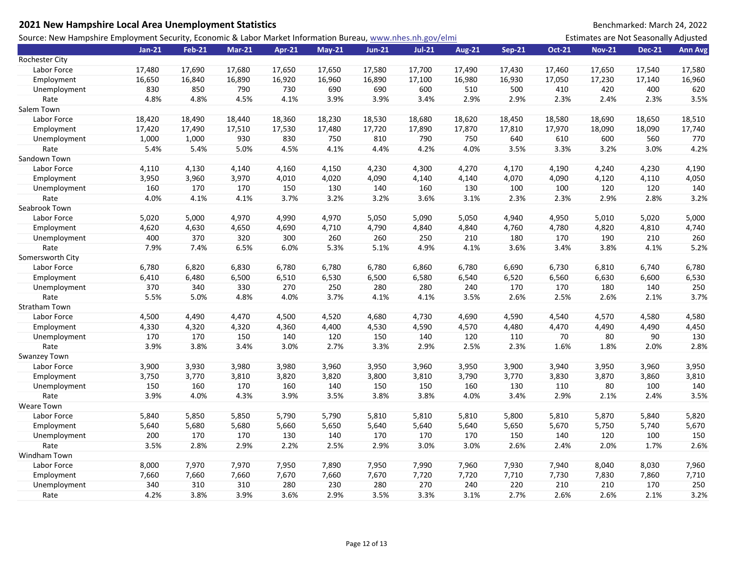## 2021 New Hampshire Local Area Unemployment Statistics

Benchmarked: March 24, 2022

Source: New Hampshire Employment Security, Economic & Labor Market Information Bureau, www.nhes.nh.gov/elmi

Estimates are Not Seasonally Adjusted

| | Jan-21 | Feb-21 | Mar-21 | Apr-21 | May-21 | Jun-21 | Jul-21 | Aug-21 | Sep-21 | Oct-21 | Nov-21 | Dec-21 | Ann Avg |
|---|---|---|---|---|---|---|---|---|---|---|---|---|---|
| **Rochester City** | | | | | | | | | | | | | |
| Labor Force | 17,480 | 17,690 | 17,680 | 17,650 | 17,650 | 17,580 | 17,700 | 17,490 | 17,430 | 17,460 | 17,650 | 17,540 | 17,580 |
| Employment | 16,650 | 16,840 | 16,890 | 16,920 | 16,960 | 16,890 | 17,100 | 16,980 | 16,930 | 17,050 | 17,230 | 17,140 | 16,960 |
| Unemployment | 830 | 850 | 790 | 730 | 690 | 690 | 600 | 510 | 500 | 410 | 420 | 400 | 620 |
| Rate | 4.8% | 4.8% | 4.5% | 4.1% | 3.9% | 3.9% | 3.4% | 2.9% | 2.9% | 2.3% | 2.4% | 2.3% | 3.5% |
| **Salem Town** | | | | | | | | | | | | | |
| Labor Force | 18,420 | 18,490 | 18,440 | 18,360 | 18,230 | 18,530 | 18,680 | 18,620 | 18,450 | 18,580 | 18,690 | 18,650 | 18,510 |
| Employment | 17,420 | 17,490 | 17,510 | 17,530 | 17,480 | 17,720 | 17,890 | 17,870 | 17,810 | 17,970 | 18,090 | 18,090 | 17,740 |
| Unemployment | 1,000 | 1,000 | 930 | 830 | 750 | 810 | 790 | 750 | 640 | 610 | 600 | 560 | 770 |
| Rate | 5.4% | 5.4% | 5.0% | 4.5% | 4.1% | 4.4% | 4.2% | 4.0% | 3.5% | 3.3% | 3.2% | 3.0% | 4.2% |
| **Sandown Town** | | | | | | | | | | | | | |
| Labor Force | 4,110 | 4,130 | 4,140 | 4,160 | 4,150 | 4,230 | 4,300 | 4,270 | 4,170 | 4,190 | 4,240 | 4,230 | 4,190 |
| Employment | 3,950 | 3,960 | 3,970 | 4,010 | 4,020 | 4,090 | 4,140 | 4,140 | 4,070 | 4,090 | 4,120 | 4,110 | 4,050 |
| Unemployment | 160 | 170 | 170 | 150 | 130 | 140 | 160 | 130 | 100 | 100 | 120 | 120 | 140 |
| Rate | 4.0% | 4.1% | 4.1% | 3.7% | 3.2% | 3.2% | 3.6% | 3.1% | 2.3% | 2.3% | 2.9% | 2.8% | 3.2% |
| **Seabrook Town** | | | | | | | | | | | | | |
| Labor Force | 5,020 | 5,000 | 4,970 | 4,990 | 4,970 | 5,050 | 5,090 | 5,050 | 4,940 | 4,950 | 5,010 | 5,020 | 5,000 |
| Employment | 4,620 | 4,630 | 4,650 | 4,690 | 4,710 | 4,790 | 4,840 | 4,840 | 4,760 | 4,780 | 4,820 | 4,810 | 4,740 |
| Unemployment | 400 | 370 | 320 | 300 | 260 | 260 | 250 | 210 | 180 | 170 | 190 | 210 | 260 |
| Rate | 7.9% | 7.4% | 6.5% | 6.0% | 5.3% | 5.1% | 4.9% | 4.1% | 3.6% | 3.4% | 3.8% | 4.1% | 5.2% |
| **Somersworth City** | | | | | | | | | | | | | |
| Labor Force | 6,780 | 6,820 | 6,830 | 6,780 | 6,780 | 6,780 | 6,860 | 6,780 | 6,690 | 6,730 | 6,810 | 6,740 | 6,780 |
| Employment | 6,410 | 6,480 | 6,500 | 6,510 | 6,530 | 6,500 | 6,580 | 6,540 | 6,520 | 6,560 | 6,630 | 6,600 | 6,530 |
| Unemployment | 370 | 340 | 330 | 270 | 250 | 280 | 280 | 240 | 170 | 170 | 180 | 140 | 250 |
| Rate | 5.5% | 5.0% | 4.8% | 4.0% | 3.7% | 4.1% | 4.1% | 3.5% | 2.6% | 2.5% | 2.6% | 2.1% | 3.7% |
| **Stratham Town** | | | | | | | | | | | | | |
| Labor Force | 4,500 | 4,490 | 4,470 | 4,500 | 4,520 | 4,680 | 4,730 | 4,690 | 4,590 | 4,540 | 4,570 | 4,580 | 4,580 |
| Employment | 4,330 | 4,320 | 4,320 | 4,360 | 4,400 | 4,530 | 4,590 | 4,570 | 4,480 | 4,470 | 4,490 | 4,490 | 4,450 |
| Unemployment | 170 | 170 | 150 | 140 | 120 | 150 | 140 | 120 | 110 | 70 | 80 | 90 | 130 |
| Rate | 3.9% | 3.8% | 3.4% | 3.0% | 2.7% | 3.3% | 2.9% | 2.5% | 2.3% | 1.6% | 1.8% | 2.0% | 2.8% |
| **Swanzey Town** | | | | | | | | | | | | | |
| Labor Force | 3,900 | 3,930 | 3,980 | 3,980 | 3,960 | 3,950 | 3,960 | 3,950 | 3,900 | 3,940 | 3,950 | 3,960 | 3,950 |
| Employment | 3,750 | 3,770 | 3,810 | 3,820 | 3,820 | 3,800 | 3,810 | 3,790 | 3,770 | 3,830 | 3,870 | 3,860 | 3,810 |
| Unemployment | 150 | 160 | 170 | 160 | 140 | 150 | 150 | 160 | 130 | 110 | 80 | 100 | 140 |
| Rate | 3.9% | 4.0% | 4.3% | 3.9% | 3.5% | 3.8% | 3.8% | 4.0% | 3.4% | 2.9% | 2.1% | 2.4% | 3.5% |
| **Weare Town** | | | | | | | | | | | | | |
| Labor Force | 5,840 | 5,850 | 5,850 | 5,790 | 5,790 | 5,810 | 5,810 | 5,810 | 5,800 | 5,810 | 5,870 | 5,840 | 5,820 |
| Employment | 5,640 | 5,680 | 5,680 | 5,660 | 5,650 | 5,640 | 5,640 | 5,640 | 5,650 | 5,670 | 5,750 | 5,740 | 5,670 |
| Unemployment | 200 | 170 | 170 | 130 | 140 | 170 | 170 | 170 | 150 | 140 | 120 | 100 | 150 |
| Rate | 3.5% | 2.8% | 2.9% | 2.2% | 2.5% | 2.9% | 3.0% | 3.0% | 2.6% | 2.4% | 2.0% | 1.7% | 2.6% |
| **Windham Town** | | | | | | | | | | | | | |
| Labor Force | 8,000 | 7,970 | 7,970 | 7,950 | 7,890 | 7,950 | 7,990 | 7,960 | 7,930 | 7,940 | 8,040 | 8,030 | 7,960 |
| Employment | 7,660 | 7,660 | 7,660 | 7,670 | 7,660 | 7,670 | 7,720 | 7,720 | 7,710 | 7,730 | 7,830 | 7,860 | 7,710 |
| Unemployment | 340 | 310 | 310 | 280 | 230 | 280 | 270 | 240 | 220 | 210 | 210 | 170 | 250 |
| Rate | 4.2% | 3.8% | 3.9% | 3.6% | 2.9% | 3.5% | 3.3% | 3.1% | 2.7% | 2.6% | 2.6% | 2.1% | 3.2% |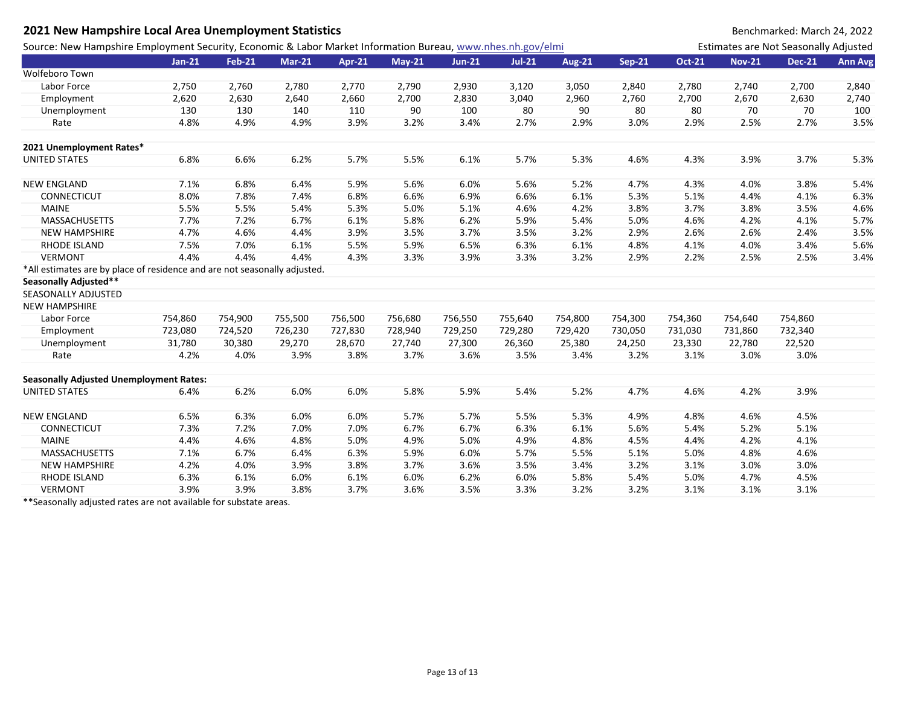## 2021 New Hampshire Local Area Unemployment Statistics

Benchmarked: March 24, 2022

Source: New Hampshire Employment Security, Economic & Labor Market Information Bureau, www.nhes.nh.gov/elmi

Estimates are Not Seasonally Adjusted

| | Jan-21 | Feb-21 | Mar-21 | Apr-21 | May-21 | Jun-21 | Jul-21 | Aug-21 | Sep-21 | Oct-21 | Nov-21 | Dec-21 | Ann Avg |
|---|---|---|---|---|---|---|---|---|---|---|---|---|---|
| Wolfeboro Town | | | | | | | | | | | | | |
| Labor Force | 2,750 | 2,760 | 2,780 | 2,770 | 2,790 | 2,930 | 3,120 | 3,050 | 2,840 | 2,780 | 2,740 | 2,700 | 2,840 |
| Employment | 2,620 | 2,630 | 2,640 | 2,660 | 2,700 | 2,830 | 3,040 | 2,960 | 2,760 | 2,700 | 2,670 | 2,630 | 2,740 |
| Unemployment | 130 | 130 | 140 | 110 | 90 | 100 | 80 | 90 | 80 | 80 | 70 | 70 | 100 |
| Rate | 4.8% | 4.9% | 4.9% | 3.9% | 3.2% | 3.4% | 2.7% | 2.9% | 3.0% | 2.9% | 2.5% | 2.7% | 3.5% |
| **2021 Unemployment Rates*** | | | | | | | | | | | | | |
| UNITED STATES | 6.8% | 6.6% | 6.2% | 5.7% | 5.5% | 6.1% | 5.7% | 5.3% | 4.6% | 4.3% | 3.9% | 3.7% | 5.3% |
| NEW ENGLAND | 7.1% | 6.8% | 6.4% | 5.9% | 5.6% | 6.0% | 5.6% | 5.2% | 4.7% | 4.3% | 4.0% | 3.8% | 5.4% |
| CONNECTICUT | 8.0% | 7.8% | 7.4% | 6.8% | 6.6% | 6.9% | 6.6% | 6.1% | 5.3% | 5.1% | 4.4% | 4.1% | 6.3% |
| MAINE | 5.5% | 5.5% | 5.4% | 5.3% | 5.0% | 5.1% | 4.6% | 4.2% | 3.8% | 3.7% | 3.8% | 3.5% | 4.6% |
| MASSACHUSETTS | 7.7% | 7.2% | 6.7% | 6.1% | 5.8% | 6.2% | 5.9% | 5.4% | 5.0% | 4.6% | 4.2% | 4.1% | 5.7% |
| NEW HAMPSHIRE | 4.7% | 4.6% | 4.4% | 3.9% | 3.5% | 3.7% | 3.5% | 3.2% | 2.9% | 2.6% | 2.6% | 2.4% | 3.5% |
| RHODE ISLAND | 7.5% | 7.0% | 6.1% | 5.5% | 5.9% | 6.5% | 6.3% | 6.1% | 4.8% | 4.1% | 4.0% | 3.4% | 5.6% |
| VERMONT | 4.4% | 4.4% | 4.4% | 4.3% | 3.3% | 3.9% | 3.3% | 3.2% | 2.9% | 2.2% | 2.5% | 2.5% | 3.4% |

*All estimates are by place of residence and are not seasonally adjusted.

| | Jan-21 | Feb-21 | Mar-21 | Apr-21 | May-21 | Jun-21 | Jul-21 | Aug-21 | Sep-21 | Oct-21 | Nov-21 | Dec-21 | Ann Avg |
|---|---|---|---|---|---|---|---|---|---|---|---|---|---|
| **Seasonally Adjusted**** | | | | | | | | | | | | | |
| SEASONALLY ADJUSTED | | | | | | | | | | | | | |
| NEW HAMPSHIRE | | | | | | | | | | | | | |
| Labor Force | 754,860 | 754,900 | 755,500 | 756,500 | 756,680 | 756,550 | 755,640 | 754,800 | 754,300 | 754,360 | 754,640 | 754,860 | |
| Employment | 723,080 | 724,520 | 726,230 | 727,830 | 728,940 | 729,250 | 729,280 | 729,420 | 730,050 | 731,030 | 731,860 | 732,340 | |
| Unemployment | 31,780 | 30,380 | 29,270 | 28,670 | 27,740 | 27,300 | 26,360 | 25,380 | 24,250 | 23,330 | 22,780 | 22,520 | |
| Rate | 4.2% | 4.0% | 3.9% | 3.8% | 3.7% | 3.6% | 3.5% | 3.4% | 3.2% | 3.1% | 3.0% | 3.0% | |
| **Seasonally Adjusted Unemployment Rates:** | | | | | | | | | | | | | |
| UNITED STATES | 6.4% | 6.2% | 6.0% | 6.0% | 5.8% | 5.9% | 5.4% | 5.2% | 4.7% | 4.6% | 4.2% | 3.9% | |
| NEW ENGLAND | 6.5% | 6.3% | 6.0% | 6.0% | 5.7% | 5.7% | 5.5% | 5.3% | 4.9% | 4.8% | 4.6% | 4.5% | |
| CONNECTICUT | 7.3% | 7.2% | 7.0% | 7.0% | 6.7% | 6.7% | 6.3% | 6.1% | 5.6% | 5.4% | 5.2% | 5.1% | |
| MAINE | 4.4% | 4.6% | 4.8% | 5.0% | 4.9% | 5.0% | 4.9% | 4.8% | 4.5% | 4.4% | 4.2% | 4.1% | |
| MASSACHUSETTS | 7.1% | 6.7% | 6.4% | 6.3% | 5.9% | 6.0% | 5.7% | 5.5% | 5.1% | 5.0% | 4.8% | 4.6% | |
| NEW HAMPSHIRE | 4.2% | 4.0% | 3.9% | 3.8% | 3.7% | 3.6% | 3.5% | 3.4% | 3.2% | 3.1% | 3.0% | 3.0% | |
| RHODE ISLAND | 6.3% | 6.1% | 6.0% | 6.1% | 6.0% | 6.2% | 6.0% | 5.8% | 5.4% | 5.0% | 4.7% | 4.5% | |
| VERMONT | 3.9% | 3.9% | 3.8% | 3.7% | 3.6% | 3.5% | 3.3% | 3.2% | 3.2% | 3.1% | 3.1% | 3.1% | |

**Seasonally adjusted rates are not available for substate areas.